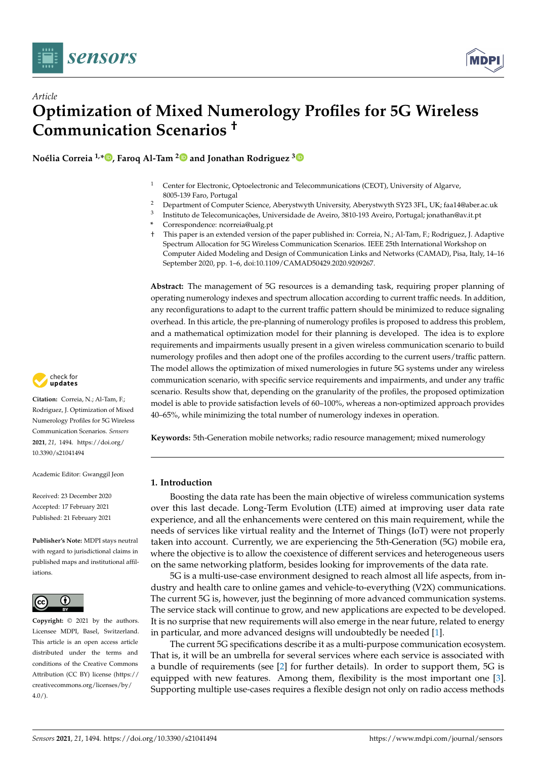Article

# Optimization of Mixed Numerology Profiles for 5G Wireless Communication Scenarios †

**Noélia Correia [1,*], Faroq Al-Tam [2] and Jonathan Rodriguez [3]**

[1] Center for Electronic, Optoelectronic and Telecommunications (CEOT), University of Algarve, 8005-139 Faro, Portugal
[2] Department of Computer Science, Aberystwyth University, Aberystwyth SY23 3FL, UK; faa14@aber.ac.uk
[3] Instituto de Telecomunicações, Universidade de Aveiro, 3810-193 Aveiro, Portugal; jonathan@av.it.pt
* Correspondence: ncorreia@ualg.pt
† This paper is an extended version of the paper published in: Correia, N.; Al-Tam, F.; Rodriguez, J. Adaptive Spectrum Allocation for 5G Wireless Communication Scenarios. IEEE 25th International Workshop on Computer Aided Modeling and Design of Communication Links and Networks (CAMAD), Pisa, Italy, 14–16 September 2020, pp. 1–6, doi:10.1109/CAMAD50429.2020.9209267.

**Abstract:** The management of 5G resources is a demanding task, requiring proper planning of operating numerology indexes and spectrum allocation according to current traffic needs. In addition, any reconfigurations to adapt to the current traffic pattern should be minimized to reduce signaling overhead. In this article, the pre-planning of numerology profiles is proposed to address this problem, and a mathematical optimization model for their planning is developed. The idea is to explore requirements and impairments usually present in a given wireless communication scenario to build numerology profiles and then adopt one of the profiles according to the current users/traffic pattern. The model allows the optimization of mixed numerologies in future 5G systems under any wireless communication scenario, with specific service requirements and impairments, and under any traffic scenario. Results show that, depending on the granularity of the profiles, the proposed optimization model is able to provide satisfaction levels of 60–100%, whereas a non-optimized approach provides 40–65%, while minimizing the total number of numerology indexes in operation.

**Keywords:** 5th-Generation mobile networks; radio resource management; mixed numerology

**Citation:** Correia, N.; Al-Tam, F.; Rodriguez, J. Optimization of Mixed Numerology Profiles for 5G Wireless Communication Scenarios. *Sensors* **2021**, *21*, 1494. https://doi.org/10.3390/s21041494

Academic Editor: Gwanggil Jeon

Received: 23 December 2020
Accepted: 17 February 2021
Published: 21 February 2021

**Publisher's Note:** MDPI stays neutral with regard to jurisdictional claims in published maps and institutional affiliations.

**Copyright:** © 2021 by the authors. Licensee MDPI, Basel, Switzerland. This article is an open access article distributed under the terms and conditions of the Creative Commons Attribution (CC BY) license (https://creativecommons.org/licenses/by/4.0/).

## 1. Introduction

Boosting the data rate has been the main objective of wireless communication systems over this last decade. Long-Term Evolution (LTE) aimed at improving user data rate experience, and all the enhancements were centered on this main requirement, while the needs of services like virtual reality and the Internet of Things (IoT) were not properly taken into account. Currently, we are experiencing the 5th-Generation (5G) mobile era, where the objective is to allow the coexistence of different services and heterogeneous users on the same networking platform, besides looking for improvements of the data rate.

5G is a multi-use-case environment designed to reach almost all life aspects, from industry and health care to online games and vehicle-to-everything (V2X) communications. The current 5G is, however, just the beginning of more advanced communication systems. The service stack will continue to grow, and new applications are expected to be developed. It is no surprise that new requirements will also emerge in the near future, related to energy in particular, and more advanced designs will undoubtedly be needed [1].

The current 5G specifications describe it as a multi-purpose communication ecosystem. That is, it will be an umbrella for several services where each service is associated with a bundle of requirements (see [2] for further details). In order to support them, 5G is equipped with new features. Among them, flexibility is the most important one [3]. Supporting multiple use-cases requires a flexible design not only on radio access methods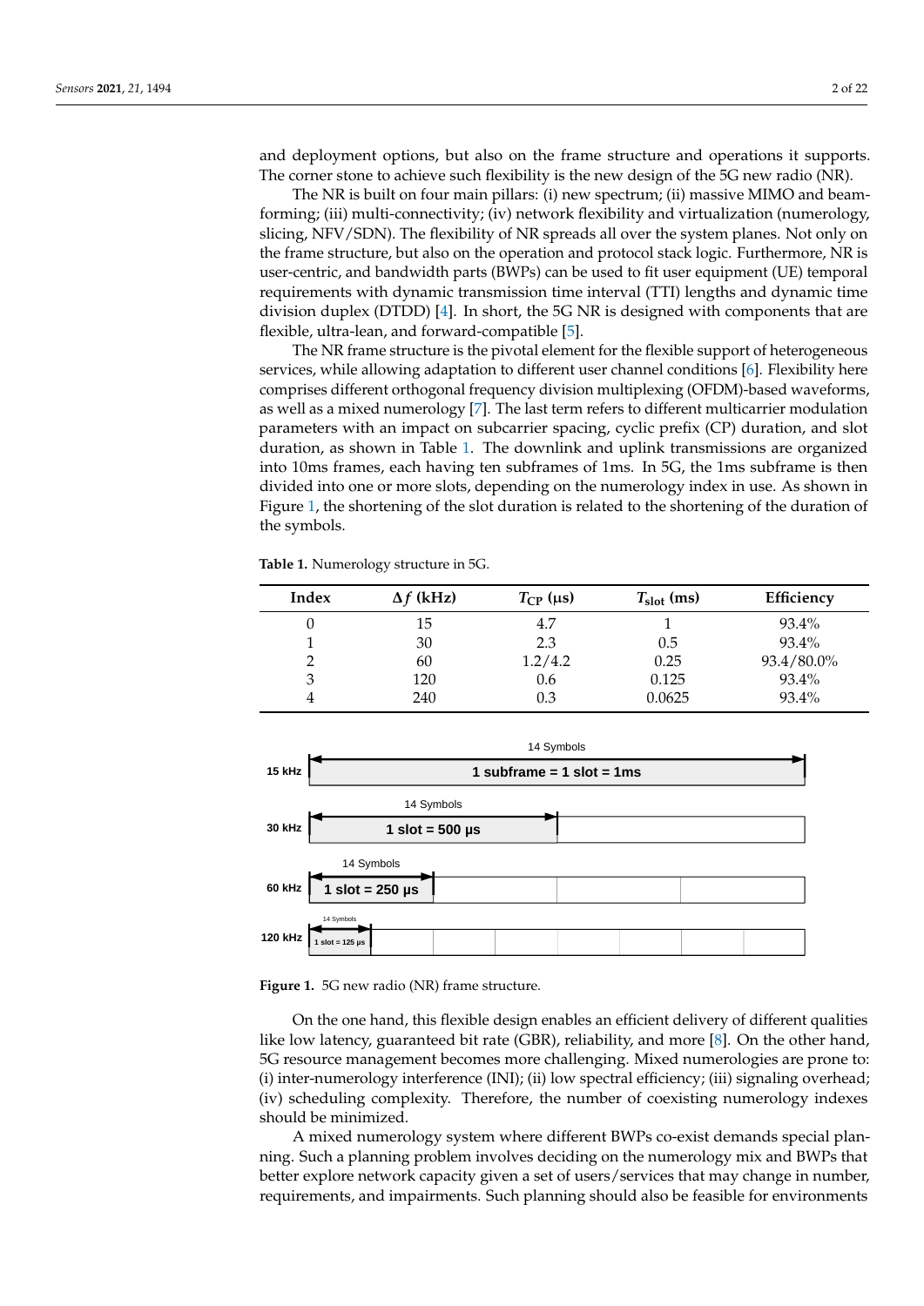and deployment options, but also on the frame structure and operations it supports. The corner stone to achieve such flexibility is the new design of the 5G new radio (NR).

The NR is built on four main pillars: (i) new spectrum; (ii) massive MIMO and beamforming; (iii) multi-connectivity; (iv) network flexibility and virtualization (numerology, slicing, NFV/SDN). The flexibility of NR spreads all over the system planes. Not only on the frame structure, but also on the operation and protocol stack logic. Furthermore, NR is user-centric, and bandwidth parts (BWPs) can be used to fit user equipment (UE) temporal requirements with dynamic transmission time interval (TTI) lengths and dynamic time division duplex (DTDD) [4]. In short, the 5G NR is designed with components that are flexible, ultra-lean, and forward-compatible [5].

The NR frame structure is the pivotal element for the flexible support of heterogeneous services, while allowing adaptation to different user channel conditions [6]. Flexibility here comprises different orthogonal frequency division multiplexing (OFDM)-based waveforms, as well as a mixed numerology [7]. The last term refers to different multicarrier modulation parameters with an impact on subcarrier spacing, cyclic prefix (CP) duration, and slot duration, as shown in Table 1. The downlink and uplink transmissions are organized into 10ms frames, each having ten subframes of 1ms. In 5G, the 1ms subframe is then divided into one or more slots, depending on the numerology index in use. As shown in Figure 1, the shortening of the slot duration is related to the shortening of the duration of the symbols.

**Table 1.** Numerology structure in 5G.

| Index | $\Delta f$ (kHz) | $T_{CP}$ (μs) | $T_{slot}$ (ms) | Efficiency |
|---|---|---|---|---|
| 0 | 15 | 4.7 | 1 | 93.4% |
| 1 | 30 | 2.3 | 0.5 | 93.4% |
| 2 | 60 | 1.2/4.2 | 0.25 | 93.4/80.0% |
| 3 | 120 | 0.6 | 0.125 | 93.4% |
| 4 | 240 | 0.3 | 0.0625 | 93.4% |

**Figure 1.** 5G new radio (NR) frame structure.

On the one hand, this flexible design enables an efficient delivery of different qualities like low latency, guaranteed bit rate (GBR), reliability, and more [8]. On the other hand, 5G resource management becomes more challenging. Mixed numerologies are prone to: (i) inter-numerology interference (INI); (ii) low spectral efficiency; (iii) signaling overhead; (iv) scheduling complexity. Therefore, the number of coexisting numerology indexes should be minimized.

A mixed numerology system where different BWPs co-exist demands special planning. Such a planning problem involves deciding on the numerology mix and BWPs that better explore network capacity given a set of users/services that may change in number, requirements, and impairments. Such planning should also be feasible for environments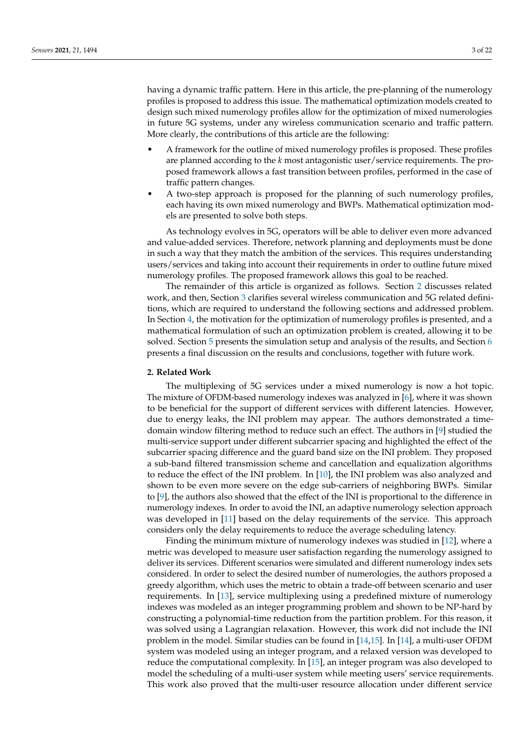having a dynamic traffic pattern. Here in this article, the pre-planning of the numerology profiles is proposed to address this issue. The mathematical optimization models created to design such mixed numerology profiles allow for the optimization of mixed numerologies in future 5G systems, under any wireless communication scenario and traffic pattern. More clearly, the contributions of this article are the following:

- A framework for the outline of mixed numerology profiles is proposed. These profiles are planned according to the $k$ most antagonistic user/service requirements. The proposed framework allows a fast transition between profiles, performed in the case of traffic pattern changes.
- A two-step approach is proposed for the planning of such numerology profiles, each having its own mixed numerology and BWPs. Mathematical optimization models are presented to solve both steps.

As technology evolves in 5G, operators will be able to deliver even more advanced and value-added services. Therefore, network planning and deployments must be done in such a way that they match the ambition of the services. This requires understanding users/services and taking into account their requirements in order to outline future mixed numerology profiles. The proposed framework allows this goal to be reached.

The remainder of this article is organized as follows. Section 2 discusses related work, and then, Section 3 clarifies several wireless communication and 5G related definitions, which are required to understand the following sections and addressed problem. In Section 4, the motivation for the optimization of numerology profiles is presented, and a mathematical formulation of such an optimization problem is created, allowing it to be solved. Section 5 presents the simulation setup and analysis of the results, and Section 6 presents a final discussion on the results and conclusions, together with future work.

## 2. Related Work

The multiplexing of 5G services under a mixed numerology is now a hot topic. The mixture of OFDM-based numerology indexes was analyzed in [6], where it was shown to be beneficial for the support of different services with different latencies. However, due to energy leaks, the INI problem may appear. The authors demonstrated a time-domain window filtering method to reduce such an effect. The authors in [9] studied the multi-service support under different subcarrier spacing and highlighted the effect of the subcarrier spacing difference and the guard band size on the INI problem. They proposed a sub-band filtered transmission scheme and cancellation and equalization algorithms to reduce the effect of the INI problem. In [10], the INI problem was also analyzed and shown to be even more severe on the edge sub-carriers of neighboring BWPs. Similar to [9], the authors also showed that the effect of the INI is proportional to the difference in numerology indexes. In order to avoid the INI, an adaptive numerology selection approach was developed in [11] based on the delay requirements of the service. This approach considers only the delay requirements to reduce the average scheduling latency.

Finding the minimum mixture of numerology indexes was studied in [12], where a metric was developed to measure user satisfaction regarding the numerology assigned to deliver its services. Different scenarios were simulated and different numerology index sets considered. In order to select the desired number of numerologies, the authors proposed a greedy algorithm, which uses the metric to obtain a trade-off between scenario and user requirements. In [13], service multiplexing using a predefined mixture of numerology indexes was modeled as an integer programming problem and shown to be NP-hard by constructing a polynomial-time reduction from the partition problem. For this reason, it was solved using a Lagrangian relaxation. However, this work did not include the INI problem in the model. Similar studies can be found in [14,15]. In [14], a multi-user OFDM system was modeled using an integer program, and a relaxed version was developed to reduce the computational complexity. In [15], an integer program was also developed to model the scheduling of a multi-user system while meeting users' service requirements. This work also proved that the multi-user resource allocation under different service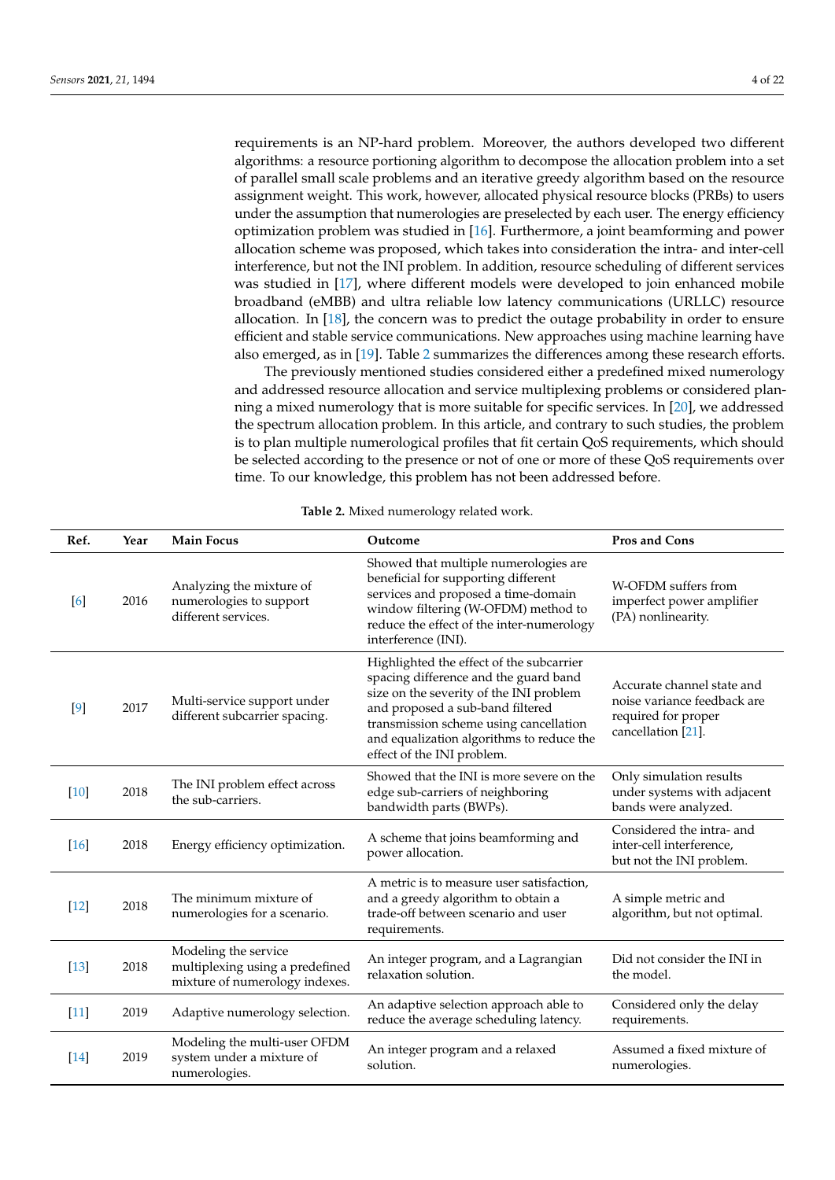requirements is an NP-hard problem. Moreover, the authors developed two different algorithms: a resource portioning algorithm to decompose the allocation problem into a set of parallel small scale problems and an iterative greedy algorithm based on the resource assignment weight. This work, however, allocated physical resource blocks (PRBs) to users under the assumption that numerologies are preselected by each user. The energy efficiency optimization problem was studied in [16]. Furthermore, a joint beamforming and power allocation scheme was proposed, which takes into consideration the intra- and inter-cell interference, but not the INI problem. In addition, resource scheduling of different services was studied in [17], where different models were developed to join enhanced mobile broadband (eMBB) and ultra reliable low latency communications (URLLC) resource allocation. In [18], the concern was to predict the outage probability in order to ensure efficient and stable service communications. New approaches using machine learning have also emerged, as in [19]. Table 2 summarizes the differences among these research efforts.

The previously mentioned studies considered either a predefined mixed numerology and addressed resource allocation and service multiplexing problems or considered planning a mixed numerology that is more suitable for specific services. In [20], we addressed the spectrum allocation problem. In this article, and contrary to such studies, the problem is to plan multiple numerological profiles that fit certain QoS requirements, which should be selected according to the presence or not of one or more of these QoS requirements over time. To our knowledge, this problem has not been addressed before.

**Table 2.** Mixed numerology related work.

| Ref. | Year | Main Focus | Outcome | Pros and Cons |
|---|---|---|---|---|
| [6] | 2016 | Analyzing the mixture of numerologies to support different services. | Showed that multiple numerologies are beneficial for supporting different services and proposed a time-domain window filtering (W-OFDM) method to reduce the effect of the inter-numerology interference (INI). | W-OFDM suffers from imperfect power amplifier (PA) nonlinearity. |
| [9] | 2017 | Multi-service support under different subcarrier spacing. | Highlighted the effect of the subcarrier spacing difference and the guard band size on the severity of the INI problem and proposed a sub-band filtered transmission scheme using cancellation and equalization algorithms to reduce the effect of the INI problem. | Accurate channel state and noise variance feedback are required for proper cancellation [21]. |
| [10] | 2018 | The INI problem effect across the sub-carriers. | Showed that the INI is more severe on the edge sub-carriers of neighboring bandwidth parts (BWPs). | Only simulation results under systems with adjacent bands were analyzed. |
| [16] | 2018 | Energy efficiency optimization. | A scheme that joins beamforming and power allocation. | Considered the intra- and inter-cell interference, but not the INI problem. |
| [12] | 2018 | The minimum mixture of numerologies for a scenario. | A metric is to measure user satisfaction, and a greedy algorithm to obtain a trade-off between scenario and user requirements. | A simple metric and algorithm, but not optimal. |
| [13] | 2018 | Modeling the service multiplexing using a predefined mixture of numerology indexes. | An integer program, and a Lagrangian relaxation solution. | Did not consider the INI in the model. |
| [11] | 2019 | Adaptive numerology selection. | An adaptive selection approach able to reduce the average scheduling latency. | Considered only the delay requirements. |
| [14] | 2019 | Modeling the multi-user OFDM system under a mixture of numerologies. | An integer program and a relaxed solution. | Assumed a fixed mixture of numerologies. |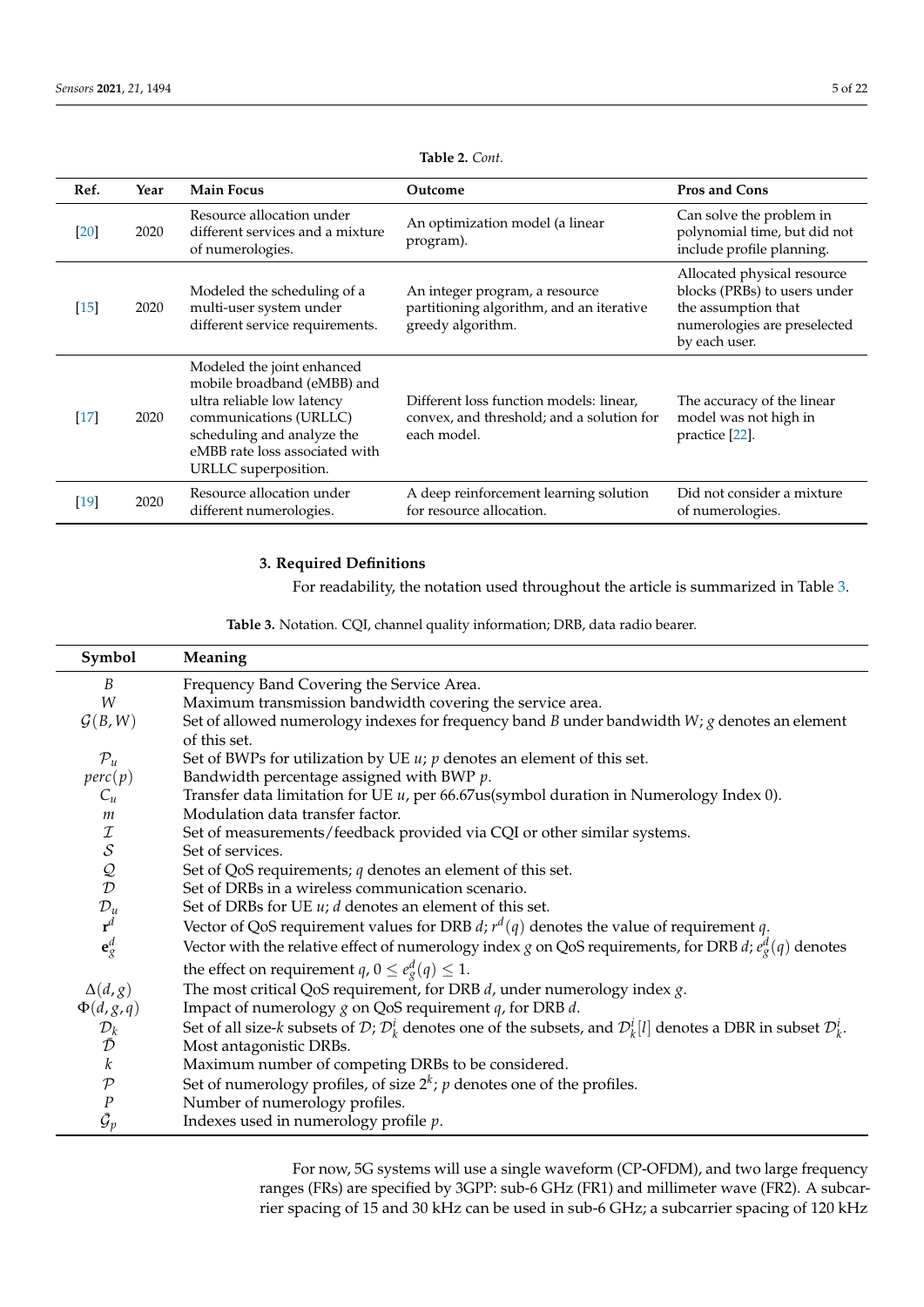**Table 2.** *Cont.*

| Ref. | Year | Main Focus | Outcome | Pros and Cons |
|---|---|---|---|---|
| [20] | 2020 | Resource allocation under different services and a mixture of numerologies. | An optimization model (a linear program). | Can solve the problem in polynomial time, but did not include profile planning. |
| [15] | 2020 | Modeled the scheduling of a multi-user system under different service requirements. | An integer program, a resource partitioning algorithm, and an iterative greedy algorithm. | Allocated physical resource blocks (PRBs) to users under the assumption that numerologies are preselected by each user. |
| [17] | 2020 | Modeled the joint enhanced mobile broadband (eMBB) and ultra reliable low latency communications (URLLC) scheduling and analyze the eMBB rate loss associated with URLLC superposition. | Different loss function models: linear, convex, and threshold; and a solution for each model. | The accuracy of the linear model was not high in practice [22]. |
| [19] | 2020 | Resource allocation under different numerologies. | A deep reinforcement learning solution for resource allocation. | Did not consider a mixture of numerologies. |

## 3. Required Definitions

For readability, the notation used throughout the article is summarized in Table 3.

**Table 3.** Notation. CQI, channel quality information; DRB, data radio bearer.

| Symbol | Meaning |
|---|---|
| $B$ | Frequency Band Covering the Service Area. |
| $W$ | Maximum transmission bandwidth covering the service area. |
| $\mathcal{G}(B, W)$ | Set of allowed numerology indexes for frequency band $B$ under bandwidth $W$; $g$ denotes an element of this set. |
| $\mathcal{P}_u$ | Set of BWPs for utilization by UE $u$; $p$ denotes an element of this set. |
| $perc(p)$ | Bandwidth percentage assigned with BWP $p$. |
| $C_u$ | Transfer data limitation for UE $u$, per 66.67us(symbol duration in Numerology Index 0). |
| $m$ | Modulation data transfer factor. |
| $\mathcal{I}$ | Set of measurements/feedback provided via CQI or other similar systems. |
| $\mathcal{S}$ | Set of services. |
| $\mathcal{Q}$ | Set of QoS requirements; $q$ denotes an element of this set. |
| $\mathcal{D}$ | Set of DRBs in a wireless communication scenario. |
| $\mathcal{D}_u$ | Set of DRBs for UE $u$; $d$ denotes an element of this set. |
| $\mathbf{r}^d$ | Vector of QoS requirement values for DRB $d$; $r^d(q)$ denotes the value of requirement $q$. |
| $\mathbf{e}^d_g$ | Vector with the relative effect of numerology index $g$ on QoS requirements, for DRB $d$; $e^d_g(q)$ denotes the effect on requirement $q$, $0 \le e^d_g(q) \le 1$. |
| $\Delta(d, g)$ | The most critical QoS requirement, for DRB $d$, under numerology index $g$. |
| $\Phi(d, g, q)$ | Impact of numerology $g$ on QoS requirement $q$, for DRB $d$. |
| $\mathcal{D}_k$ | Set of all size-$k$ subsets of $\mathcal{D}$; $\mathcal{D}^i_k$ denotes one of the subsets, and $\mathcal{D}^i_k[l]$ denotes a DBR in subset $\mathcal{D}^i_k$. |
| $\bar{\mathcal{D}}$ | Most antagonistic DRBs. |
| $k$ | Maximum number of competing DRBs to be considered. |
| $\mathcal{P}$ | Set of numerology profiles, of size $2^k$; $p$ denotes one of the profiles. |
| $P$ | Number of numerology profiles. |
| $\bar{\mathcal{G}}_p$ | Indexes used in numerology profile $p$. |

For now, 5G systems will use a single waveform (CP-OFDM), and two large frequency ranges (FRs) are specified by 3GPP: sub-6 GHz (FR1) and millimeter wave (FR2). A subcarrier spacing of 15 and 30 kHz can be used in sub-6 GHz; a subcarrier spacing of 120 kHz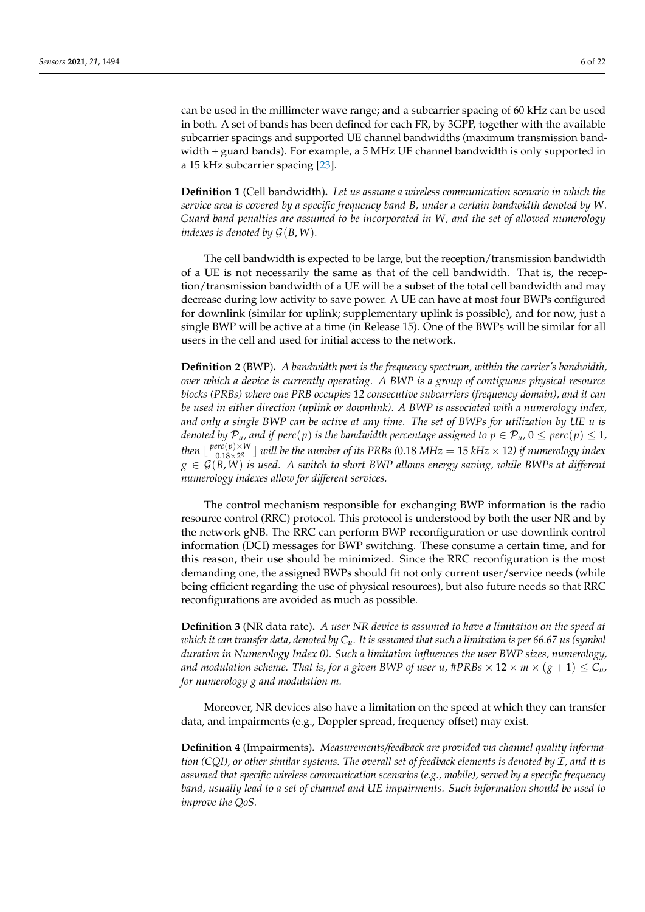can be used in the millimeter wave range; and a subcarrier spacing of 60 kHz can be used in both. A set of bands has been defined for each FR, by 3GPP, together with the available subcarrier spacings and supported UE channel bandwidths (maximum transmission bandwidth + guard bands). For example, a 5 MHz UE channel bandwidth is only supported in a 15 kHz subcarrier spacing [23].

**Definition 1** (Cell bandwidth)**.** *Let us assume a wireless communication scenario in which the service area is covered by a specific frequency band $B$, under a certain bandwidth denoted by $W$. Guard band penalties are assumed to be incorporated in $W$, and the set of allowed numerology indexes is denoted by $\mathcal{G}(B, W)$.*

The cell bandwidth is expected to be large, but the reception/transmission bandwidth of a UE is not necessarily the same as that of the cell bandwidth. That is, the reception/transmission bandwidth of a UE will be a subset of the total cell bandwidth and may decrease during low activity to save power. A UE can have at most four BWPs configured for downlink (similar for uplink; supplementary uplink is possible), and for now, just a single BWP will be active at a time (in Release 15). One of the BWPs will be similar for all users in the cell and used for initial access to the network.

**Definition 2** (BWP)**.** *A bandwidth part is the frequency spectrum, within the carrier's bandwidth, over which a device is currently operating. A BWP is a group of contiguous physical resource blocks (PRBs) where one PRB occupies 12 consecutive subcarriers (frequency domain), and it can be used in either direction (uplink or downlink). A BWP is associated with a numerology index, and only a single BWP can be active at any time. The set of BWPs for utilization by UE $u$ is denoted by $\mathcal{P}_u$, and if $perc(p)$ is the bandwidth percentage assigned to $p \in \mathcal{P}_u$, $0 \leq perc(p) \leq 1$, then $\lfloor \frac{perc(p) \times W}{0.18 \times 2^g} \rfloor$ will be the number of its PRBs ($0.18$ MHz $= 15$ kHz $\times$ $12$) if numerology index $g \in \mathcal{G}(B, W)$ is used. A switch to short BWP allows energy saving, while BWPs at different numerology indexes allow for different services.*

The control mechanism responsible for exchanging BWP information is the radio resource control (RRC) protocol. This protocol is understood by both the user NR and by the network gNB. The RRC can perform BWP reconfiguration or use downlink control information (DCI) messages for BWP switching. These consume a certain time, and for this reason, their use should be minimized. Since the RRC reconfiguration is the most demanding one, the assigned BWPs should fit not only current user/service needs (while being efficient regarding the use of physical resources), but also future needs so that RRC reconfigurations are avoided as much as possible.

**Definition 3** (NR data rate)**.** *A user NR device is assumed to have a limitation on the speed at which it can transfer data, denoted by $C_u$. It is assumed that such a limitation is per 66.67 μs (symbol duration in Numerology Index 0). Such a limitation influences the user BWP sizes, numerology, and modulation scheme. That is, for a given BWP of user $u$, $\#PRBs \times 12 \times m \times (g + 1) \leq C_u$, for numerology $g$ and modulation $m$.*

Moreover, NR devices also have a limitation on the speed at which they can transfer data, and impairments (e.g., Doppler spread, frequency offset) may exist.

**Definition 4** (Impairments)**.** *Measurements/feedback are provided via channel quality information (CQI), or other similar systems. The overall set of feedback elements is denoted by $\mathcal{I}$, and it is assumed that specific wireless communication scenarios (e.g., mobile), served by a specific frequency band, usually lead to a set of channel and UE impairments. Such information should be used to improve the QoS.*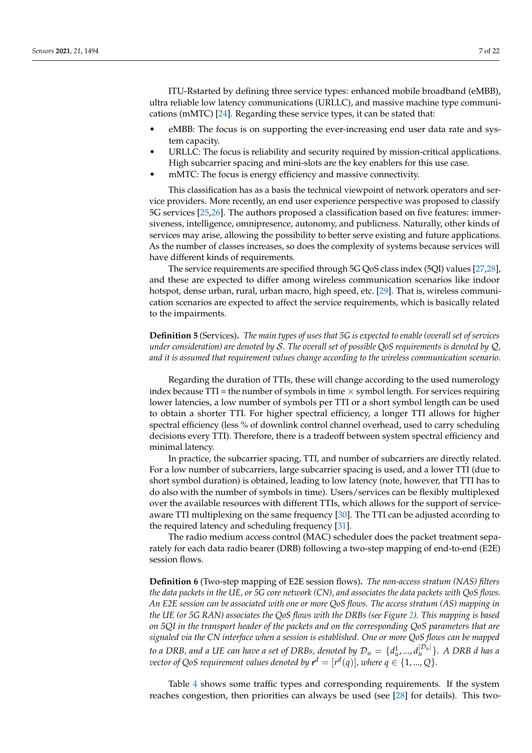ITU-Rstarted by defining three service types: enhanced mobile broadband (eMBB), ultra reliable low latency communications (URLLC), and massive machine type communications (mMTC) [24]. Regarding these service types, it can be stated that:

- eMBB: The focus is on supporting the ever-increasing end user data rate and system capacity.
- URLLC: The focus is reliability and security required by mission-critical applications. High subcarrier spacing and mini-slots are the key enablers for this use case.
- mMTC: The focus is energy efficiency and massive connectivity.

This classification has as a basis the technical viewpoint of network operators and service providers. More recently, an end user experience perspective was proposed to classify 5G services [25,26]. The authors proposed a classification based on five features: immersiveness, intelligence, omnipresence, autonomy, and publicness. Naturally, other kinds of services may arise, allowing the possibility to better serve existing and future applications. As the number of classes increases, so does the complexity of systems because services will have different kinds of requirements.

The service requirements are specified through 5G QoS class index (5QI) values [27,28], and these are expected to differ among wireless communication scenarios like indoor hotspot, dense urban, rural, urban macro, high speed, etc. [29]. That is, wireless communication scenarios are expected to affect the service requirements, which is basically related to the impairments.

**Definition 5** (Services)**.** *The main types of uses that 5G is expected to enable (overall set of services under consideration) are denoted by $\mathcal{S}$. The overall set of possible QoS requirements is denoted by $\mathcal{Q}$, and it is assumed that requirement values change according to the wireless communication scenario.*

Regarding the duration of TTIs, these will change according to the used numerology index because TTI = the number of symbols in time $\times$ symbol length. For services requiring lower latencies, a low number of symbols per TTI or a short symbol length can be used to obtain a shorter TTI. For higher spectral efficiency, a longer TTI allows for higher spectral efficiency (less % of downlink control channel overhead, used to carry scheduling decisions every TTI). Therefore, there is a tradeoff between system spectral efficiency and minimal latency.

In practice, the subcarrier spacing, TTI, and number of subcarriers are directly related. For a low number of subcarriers, large subcarrier spacing is used, and a lower TTI (due to short symbol duration) is obtained, leading to low latency (note, however, that TTI has to do also with the number of symbols in time). Users/services can be flexibly multiplexed over the available resources with different TTIs, which allows for the support of service-aware TTI multiplexing on the same frequency [30]. The TTI can be adjusted according to the required latency and scheduling frequency [31].

The radio medium access control (MAC) scheduler does the packet treatment separately for each data radio bearer (DRB) following a two-step mapping of end-to-end (E2E) session flows.

**Definition 6** (Two-step mapping of E2E session flows)**.** *The non-access stratum (NAS) filters the data packets in the UE, or 5G core network (CN), and associates the data packets with QoS flows. An E2E session can be associated with one or more QoS flows. The access stratum (AS) mapping in the UE (or 5G RAN) associates the QoS flows with the DRBs (see Figure 2). This mapping is based on 5QI in the transport header of the packets and on the corresponding QoS parameters that are signaled via the CN interface when a session is established. One or more QoS flows can be mapped to a DRB, and a UE can have a set of DRBs, denoted by $\mathcal{D}_u = \{d_u^1, ..., d_u^{|\mathcal{D}_u|}\}$. A DRB $d$ has a vector of QoS requirement values denoted by $\boldsymbol{r}^d = [r^d(q)]$, where $q \in \{1, ..., Q\}$.*

Table 4 shows some traffic types and corresponding requirements. If the system reaches congestion, then priorities can always be used (see [28] for details). This two-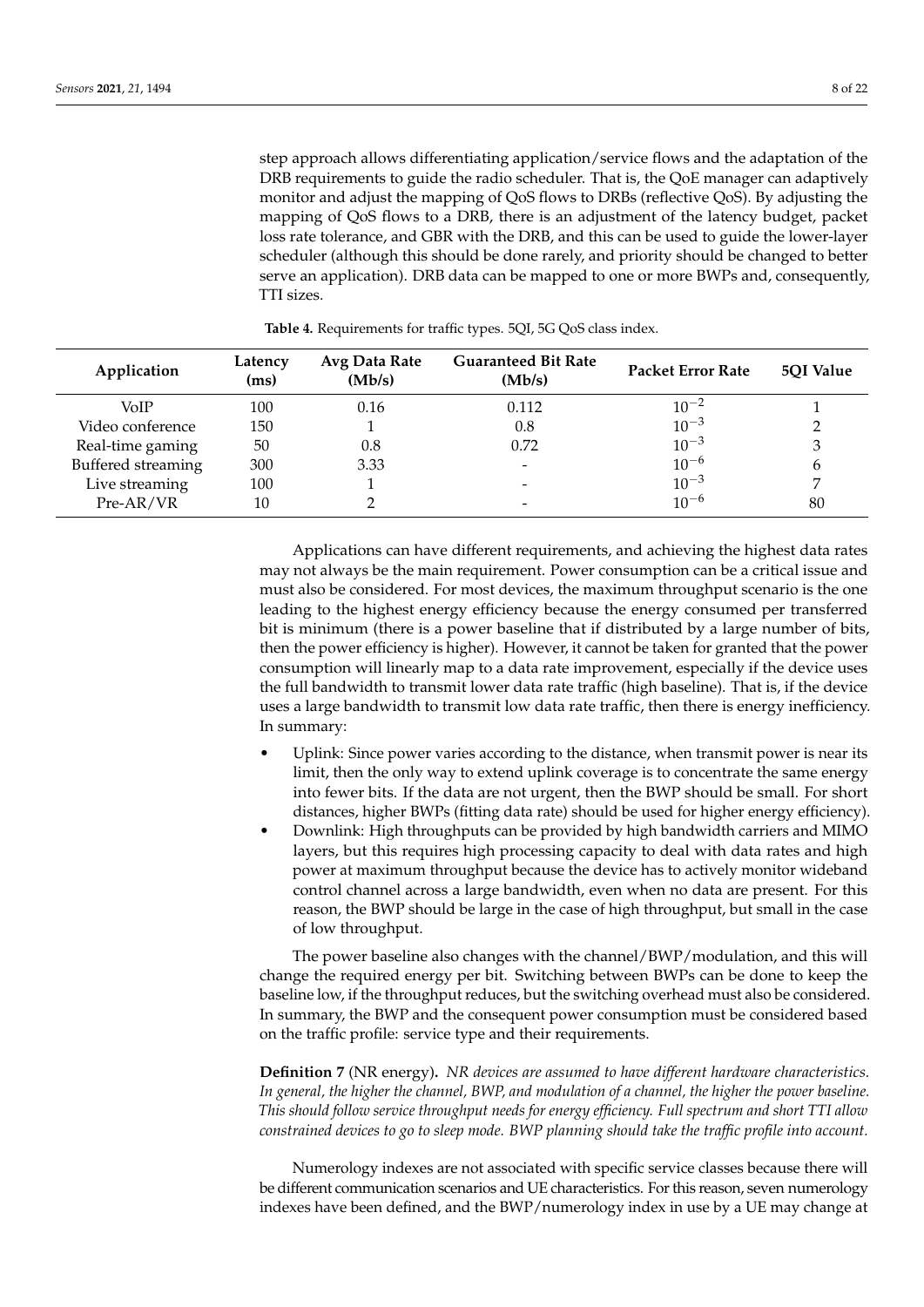step approach allows differentiating application/service flows and the adaptation of the DRB requirements to guide the radio scheduler. That is, the QoE manager can adaptively monitor and adjust the mapping of QoS flows to DRBs (reflective QoS). By adjusting the mapping of QoS flows to a DRB, there is an adjustment of the latency budget, packet loss rate tolerance, and GBR with the DRB, and this can be used to guide the lower-layer scheduler (although this should be done rarely, and priority should be changed to better serve an application). DRB data can be mapped to one or more BWPs and, consequently, TTI sizes.

**Table 4.** Requirements for traffic types. 5QI, 5G QoS class index.

| Application | Latency (ms) | Avg Data Rate (Mb/s) | Guaranteed Bit Rate (Mb/s) | Packet Error Rate | 5QI Value |
|---|---|---|---|---|---|
| VoIP | 100 | 0.16 | 0.112 | $10^{-2}$ | 1 |
| Video conference | 150 | 1 | 0.8 | $10^{-3}$ | 2 |
| Real-time gaming | 50 | 0.8 | 0.72 | $10^{-3}$ | 3 |
| Buffered streaming | 300 | 3.33 | - | $10^{-6}$ | 6 |
| Live streaming | 100 | 1 | - | $10^{-3}$ | 7 |
| Pre-AR/VR | 10 | 2 | - | $10^{-6}$ | 80 |

Applications can have different requirements, and achieving the highest data rates may not always be the main requirement. Power consumption can be a critical issue and must also be considered. For most devices, the maximum throughput scenario is the one leading to the highest energy efficiency because the energy consumed per transferred bit is minimum (there is a power baseline that if distributed by a large number of bits, then the power efficiency is higher). However, it cannot be taken for granted that the power consumption will linearly map to a data rate improvement, especially if the device uses the full bandwidth to transmit lower data rate traffic (high baseline). That is, if the device uses a large bandwidth to transmit low data rate traffic, then there is energy inefficiency. In summary:

- Uplink: Since power varies according to the distance, when transmit power is near its limit, then the only way to extend uplink coverage is to concentrate the same energy into fewer bits. If the data are not urgent, then the BWP should be small. For short distances, higher BWPs (fitting data rate) should be used for higher energy efficiency).
- Downlink: High throughputs can be provided by high bandwidth carriers and MIMO layers, but this requires high processing capacity to deal with data rates and high power at maximum throughput because the device has to actively monitor wideband control channel across a large bandwidth, even when no data are present. For this reason, the BWP should be large in the case of high throughput, but small in the case of low throughput.

The power baseline also changes with the channel/BWP/modulation, and this will change the required energy per bit. Switching between BWPs can be done to keep the baseline low, if the throughput reduces, but the switching overhead must also be considered. In summary, the BWP and the consequent power consumption must be considered based on the traffic profile: service type and their requirements.

**Definition 7** (NR energy)**.** *NR devices are assumed to have different hardware characteristics. In general, the higher the channel, BWP, and modulation of a channel, the higher the power baseline. This should follow service throughput needs for energy efficiency. Full spectrum and short TTI allow constrained devices to go to sleep mode. BWP planning should take the traffic profile into account.*

Numerology indexes are not associated with specific service classes because there will be different communication scenarios and UE characteristics. For this reason, seven numerology indexes have been defined, and the BWP/numerology index in use by a UE may change at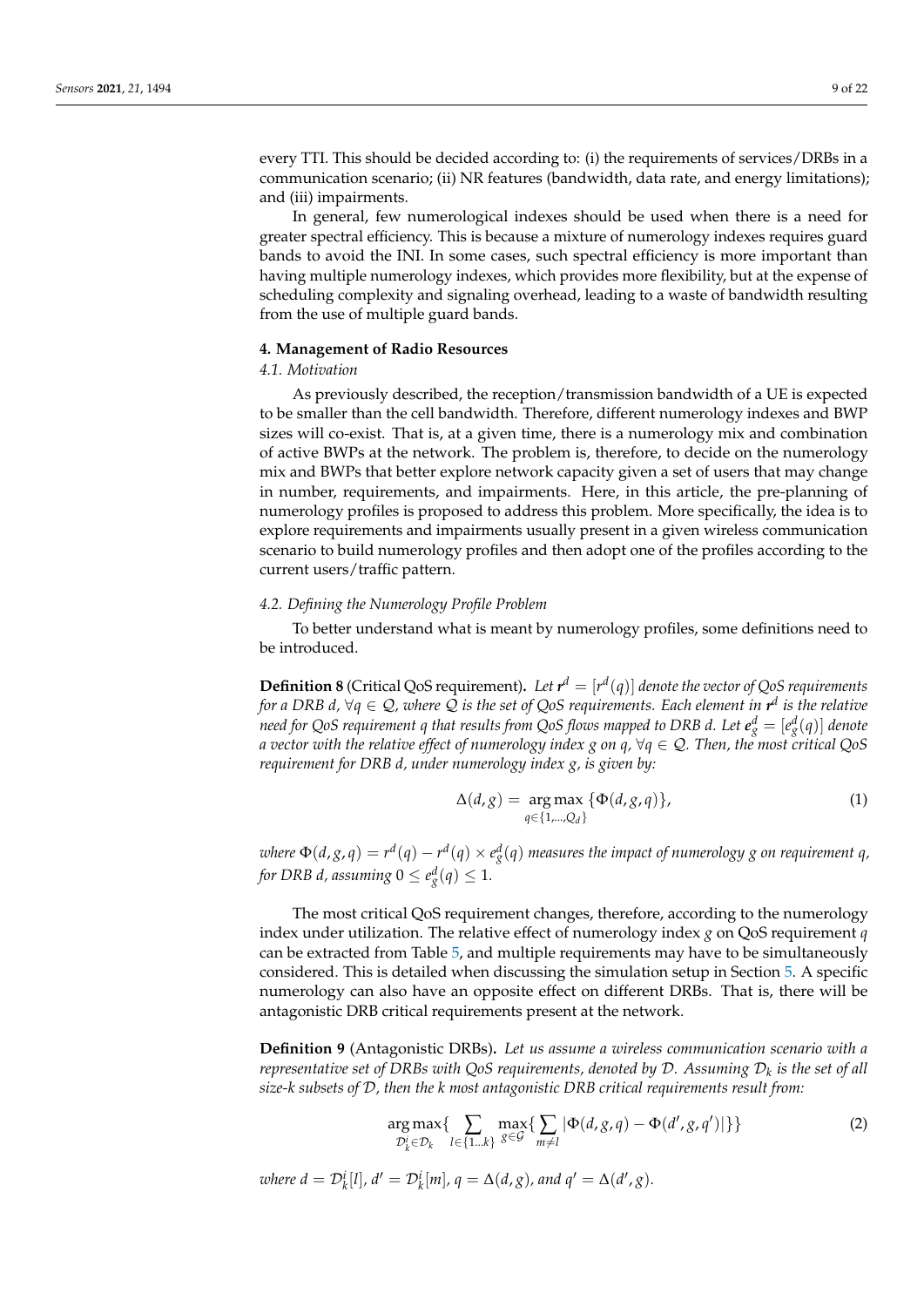every TTI. This should be decided according to: (i) the requirements of services/DRBs in a communication scenario; (ii) NR features (bandwidth, data rate, and energy limitations); and (iii) impairments.

In general, few numerological indexes should be used when there is a need for greater spectral efficiency. This is because a mixture of numerology indexes requires guard bands to avoid the INI. In some cases, such spectral efficiency is more important than having multiple numerology indexes, which provides more flexibility, but at the expense of scheduling complexity and signaling overhead, leading to a waste of bandwidth resulting from the use of multiple guard bands.

## 4. Management of Radio Resources

### 4.1. Motivation

As previously described, the reception/transmission bandwidth of a UE is expected to be smaller than the cell bandwidth. Therefore, different numerology indexes and BWP sizes will co-exist. That is, at a given time, there is a numerology mix and combination of active BWPs at the network. The problem is, therefore, to decide on the numerology mix and BWPs that better explore network capacity given a set of users that may change in number, requirements, and impairments. Here, in this article, the pre-planning of numerology profiles is proposed to address this problem. More specifically, the idea is to explore requirements and impairments usually present in a given wireless communication scenario to build numerology profiles and then adopt one of the profiles according to the current users/traffic pattern.

### 4.2. Defining the Numerology Profile Problem

To better understand what is meant by numerology profiles, some definitions need to be introduced.

**Definition 8** (Critical QoS requirement). *Let $\boldsymbol{r}^d = [r^d(q)]$ denote the vector of QoS requirements for a DRB $d$, $\forall q \in \mathcal{Q}$, where $\mathcal{Q}$ is the set of QoS requirements. Each element in $\boldsymbol{r}^d$ is the relative need for QoS requirement $q$ that results from QoS flows mapped to DRB $d$. Let $\boldsymbol{e}_g^d = [e_g^d(q)]$ denote a vector with the relative effect of numerology index $g$ on $q$, $\forall q \in \mathcal{Q}$. Then, the most critical QoS requirement for DRB $d$, under numerology index $g$, is given by:*

$$\Delta(d, g) = \underset{q \in \{1, \ldots, Q_d\}}{\arg\max} \{\Phi(d, g, q)\}, \tag{1}$$

*where $\Phi(d, g, q) = r^d(q) - r^d(q) \times e_g^d(q)$ measures the impact of numerology $g$ on requirement $q$, for DRB $d$, assuming $0 \leq e_g^d(q) \leq 1$.*

The most critical QoS requirement changes, therefore, according to the numerology index under utilization. The relative effect of numerology index $g$ on QoS requirement $q$ can be extracted from Table 5, and multiple requirements may have to be simultaneously considered. This is detailed when discussing the simulation setup in Section 5. A specific numerology can also have an opposite effect on different DRBs. That is, there will be antagonistic DRB critical requirements present at the network.

**Definition 9** (Antagonistic DRBs). *Let us assume a wireless communication scenario with a representative set of DRBs with QoS requirements, denoted by $\mathcal{D}$. Assuming $\mathcal{D}_k$ is the set of all size-k subsets of $\mathcal{D}$, then the k most antagonistic DRB critical requirements result from:*

$$\underset{\mathcal{D}_k^i \in \mathcal{D}_k}{\arg\max} \{ \sum_{l \in \{1 \ldots k\}} \max_{g \in \mathcal{G}} \{ \sum_{m \neq l} |\Phi(d, g, q) - \Phi(d', g, q')| \} \} \tag{2}$$

*where $d = \mathcal{D}_k^i[l]$, $d' = \mathcal{D}_k^i[m]$, $q = \Delta(d, g)$, and $q' = \Delta(d', g)$.*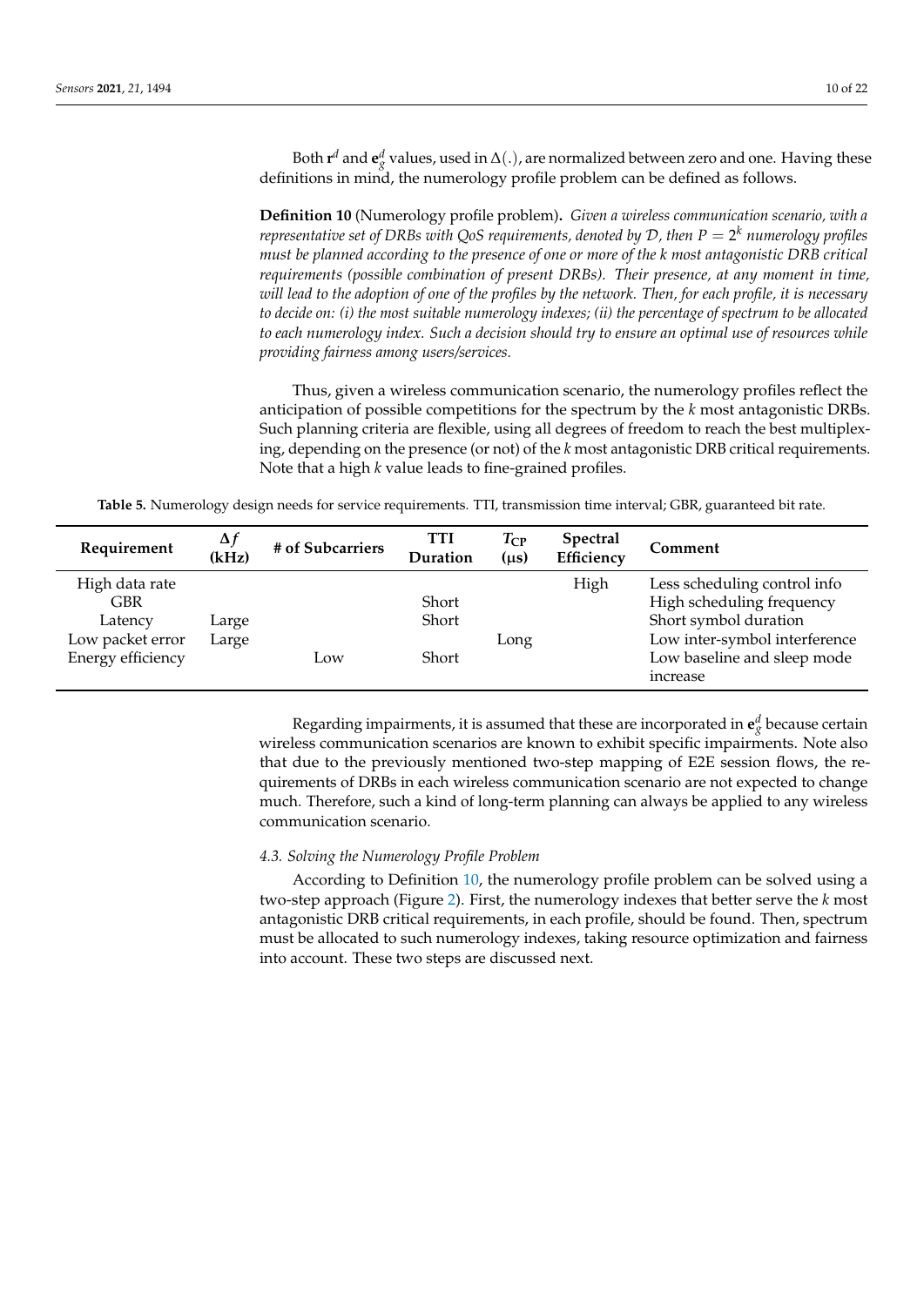Both $\mathbf{r}^d$ and $\mathbf{e}_g^d$ values, used in $\Delta(.)$, are normalized between zero and one. Having these definitions in mind, the numerology profile problem can be defined as follows.

**Definition 10** (Numerology profile problem)**.** *Given a wireless communication scenario, with a representative set of DRBs with QoS requirements, denoted by $\mathcal{D}$, then $P = 2^k$ numerology profiles must be planned according to the presence of one or more of the k most antagonistic DRB critical requirements (possible combination of present DRBs). Their presence, at any moment in time, will lead to the adoption of one of the profiles by the network. Then, for each profile, it is necessary to decide on: (i) the most suitable numerology indexes; (ii) the percentage of spectrum to be allocated to each numerology index. Such a decision should try to ensure an optimal use of resources while providing fairness among users/services.*

Thus, given a wireless communication scenario, the numerology profiles reflect the anticipation of possible competitions for the spectrum by the $k$ most antagonistic DRBs. Such planning criteria are flexible, using all degrees of freedom to reach the best multiplexing, depending on the presence (or not) of the $k$ most antagonistic DRB critical requirements. Note that a high $k$ value leads to fine-grained profiles.

**Table 5.** Numerology design needs for service requirements. TTI, transmission time interval; GBR, guaranteed bit rate.

| Requirement | $\Delta f$ (kHz) | # of Subcarriers | TTI Duration | $T_{CP}$ (µs) | Spectral Efficiency | Comment |
|---|---|---|---|---|---|---|
| High data rate | | | | | High | Less scheduling control info |
| GBR | | | Short | | | High scheduling frequency |
| Latency | Large | | Short | | | Short symbol duration |
| Low packet error | Large | | | Long | | Low inter-symbol interference |
| Energy efficiency | | Low | Short | | | Low baseline and sleep mode increase |

Regarding impairments, it is assumed that these are incorporated in $\mathbf{e}_g^d$ because certain wireless communication scenarios are known to exhibit specific impairments. Note also that due to the previously mentioned two-step mapping of E2E session flows, the requirements of DRBs in each wireless communication scenario are not expected to change much. Therefore, such a kind of long-term planning can always be applied to any wireless communication scenario.

### *4.3. Solving the Numerology Profile Problem*

According to Definition 10, the numerology profile problem can be solved using a two-step approach (Figure 2). First, the numerology indexes that better serve the $k$ most antagonistic DRB critical requirements, in each profile, should be found. Then, spectrum must be allocated to such numerology indexes, taking resource optimization and fairness into account. These two steps are discussed next.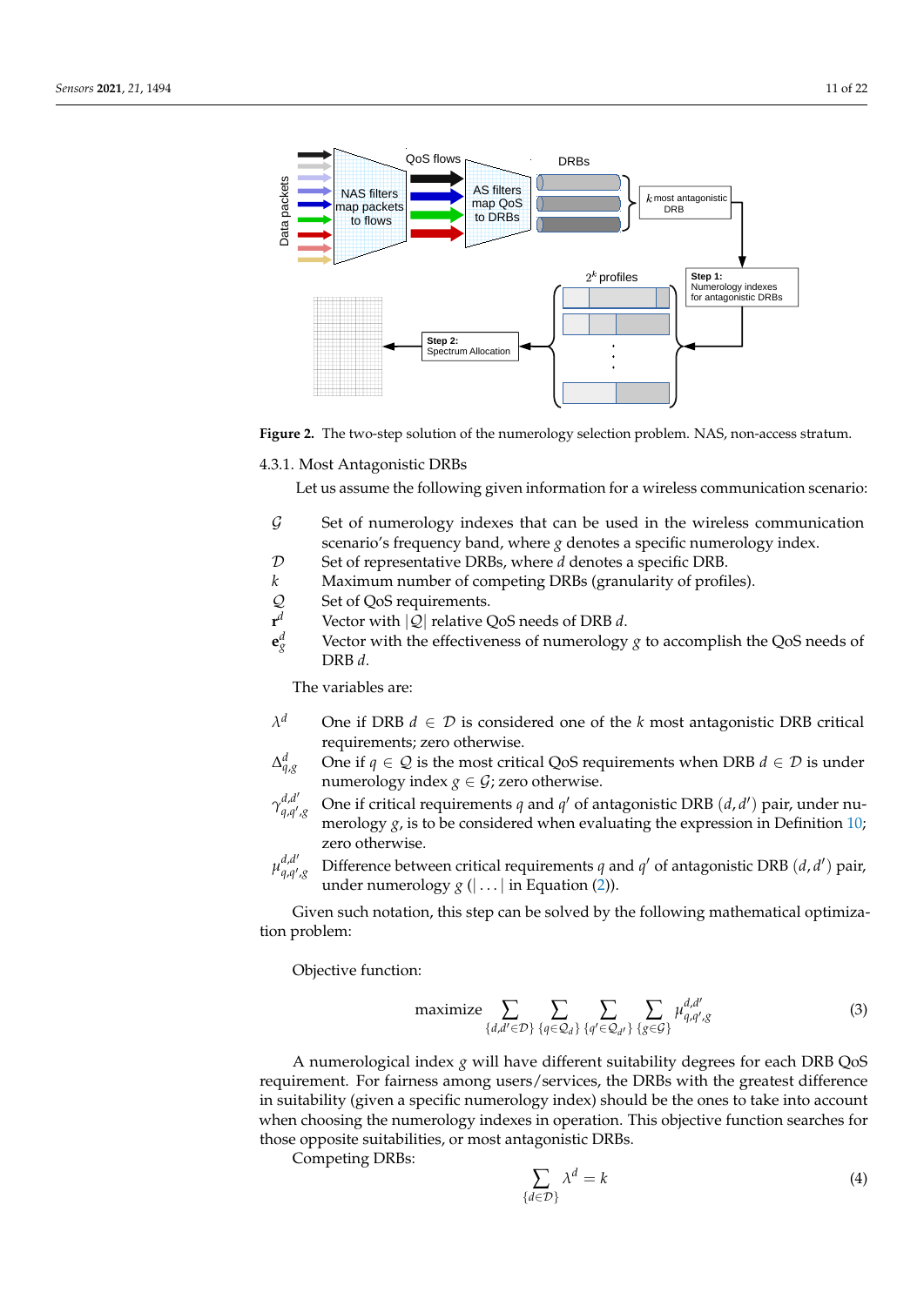**Figure 2.** The two-step solution of the numerology selection problem. NAS, non-access stratum.

#### 4.3.1. Most Antagonistic DRBs

Let us assume the following given information for a wireless communication scenario:

- $\mathcal{G}$ Set of numerology indexes that can be used in the wireless communication scenario's frequency band, where $g$ denotes a specific numerology index.
- $\mathcal{D}$ Set of representative DRBs, where $d$ denotes a specific DRB.
- $k$ Maximum number of competing DRBs (granularity of profiles).
- $\mathcal{Q}$ Set of QoS requirements.
- $\mathbf{r}^d$ Vector with $|\mathcal{Q}|$ relative QoS needs of DRB $d$.
- $\mathbf{e}_g^d$ Vector with the effectiveness of numerology $g$ to accomplish the QoS needs of DRB $d$.

The variables are:

- $\lambda^d$ One if DRB $d \in \mathcal{D}$ is considered one of the $k$ most antagonistic DRB critical requirements; zero otherwise.
- $\Delta_{q,g}^d$ One if $q \in \mathcal{Q}$ is the most critical QoS requirements when DRB $d \in \mathcal{D}$ is under numerology index $g \in \mathcal{G}$; zero otherwise.
- $\gamma_{q,q',g}^{d,d'}$ One if critical requirements $q$ and $q'$ of antagonistic DRB $(d, d')$ pair, under numerology $g$, is to be considered when evaluating the expression in Definition 10; zero otherwise.
- $\mu_{q,q',g}^{d,d'}$ Difference between critical requirements $q$ and $q'$ of antagonistic DRB $(d, d')$ pair, under numerology $g$ ($|\ldots|$ in Equation (2)).

Given such notation, this step can be solved by the following mathematical optimization problem:

Objective function:

$$\text{maximize} \sum_{\{d,d' \in \mathcal{D}\}} \sum_{\{q \in \mathcal{Q}_d\}} \sum_{\{q' \in \mathcal{Q}_{d'}\}} \sum_{\{g \in \mathcal{G}\}} \mu_{q,q',g}^{d,d'} \tag{3}$$

A numerological index $g$ will have different suitability degrees for each DRB QoS requirement. For fairness among users/services, the DRBs with the greatest difference in suitability (given a specific numerology index) should be the ones to take into account when choosing the numerology indexes in operation. This objective function searches for those opposite suitabilities, or most antagonistic DRBs.

Competing DRBs:

$$\sum_{\{d \in \mathcal{D}\}} \lambda^d = k \tag{4}$$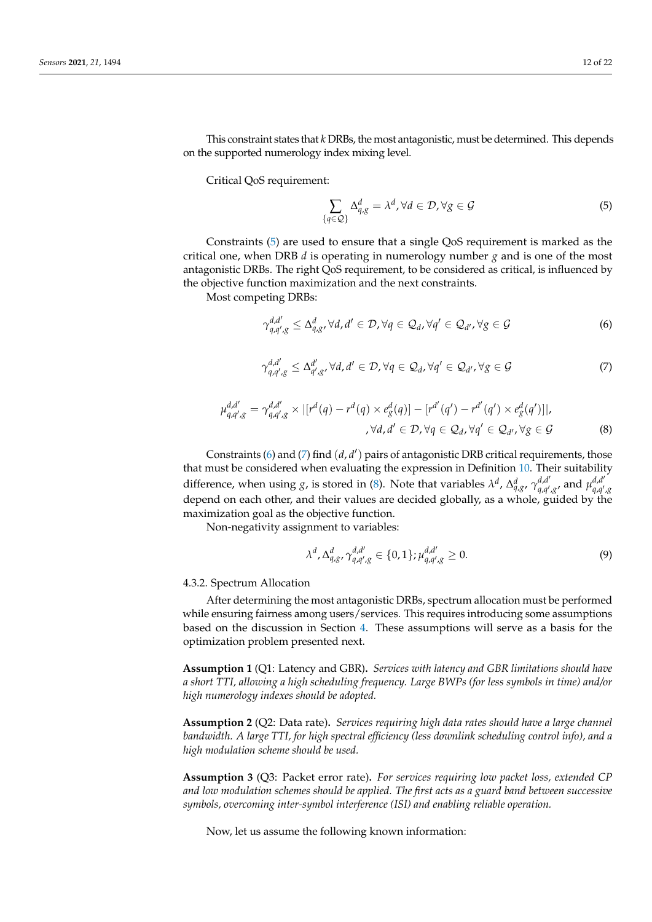This constraint states that $k$ DRBs, the most antagonistic, must be determined. This depends on the supported numerology index mixing level.

Critical QoS requirement:

$$\sum_{\{q \in \mathcal{Q}\}} \Delta^{d}_{q,g} = \lambda^{d}, \forall d \in \mathcal{D}, \forall g \in \mathcal{G} \tag{5}$$

Constraints (5) are used to ensure that a single QoS requirement is marked as the critical one, when DRB $d$ is operating in numerology number $g$ and is one of the most antagonistic DRBs. The right QoS requirement, to be considered as critical, is influenced by the objective function maximization and the next constraints.

Most competing DRBs:

$$\gamma^{d,d'}_{q,q',g} \leq \Delta^{d}_{q,g}, \forall d, d' \in \mathcal{D}, \forall q \in \mathcal{Q}_d, \forall q' \in \mathcal{Q}_{d'}, \forall g \in \mathcal{G} \tag{6}$$

$$\gamma^{d,d'}_{q,q',g} \leq \Delta^{d'}_{q',g}, \forall d, d' \in \mathcal{D}, \forall q \in \mathcal{Q}_d, \forall q' \in \mathcal{Q}_{d'}, \forall g \in \mathcal{G} \tag{7}$$

$$\mu^{d,d'}_{q,q',g} = \gamma^{d,d'}_{q,q',g} \times |[r^{d}(q) - r^{d}(q) \times e^{d}_{g}(q)] - [r^{d'}(q') - r^{d'}(q') \times e^{d}_{g}(q')]|, \\ , \forall d, d' \in \mathcal{D}, \forall q \in \mathcal{Q}_d, \forall q' \in \mathcal{Q}_{d'}, \forall g \in \mathcal{G} \tag{8}$$

Constraints (6) and (7) find $(d, d')$ pairs of antagonistic DRB critical requirements, those that must be considered when evaluating the expression in Definition 10. Their suitability difference, when using $g$, is stored in (8). Note that variables $\lambda^{d}$, $\Delta^{d}_{q,g}$, $\gamma^{d,d'}_{q,q',g}$, and $\mu^{d,d'}_{q,q',g}$ depend on each other, and their values are decided globally, as a whole, guided by the maximization goal as the objective function.

Non-negativity assignment to variables:

$$\lambda^{d}, \Delta^{d}_{q,g}, \gamma^{d,d'}_{q,q',g} \in \{0,1\}; \mu^{d,d'}_{q,q',g} \geq 0. \tag{9}$$

#### 4.3.2. Spectrum Allocation

After determining the most antagonistic DRBs, spectrum allocation must be performed while ensuring fairness among users/services. This requires introducing some assumptions based on the discussion in Section 4. These assumptions will serve as a basis for the optimization problem presented next.

**Assumption 1** (Q1: Latency and GBR)**.** *Services with latency and GBR limitations should have a short TTI, allowing a high scheduling frequency. Large BWPs (for less symbols in time) and/or high numerology indexes should be adopted.*

**Assumption 2** (Q2: Data rate)**.** *Services requiring high data rates should have a large channel bandwidth. A large TTI, for high spectral efficiency (less downlink scheduling control info), and a high modulation scheme should be used.*

**Assumption 3** (Q3: Packet error rate)**.** *For services requiring low packet loss, extended CP and low modulation schemes should be applied. The first acts as a guard band between successive symbols, overcoming inter-symbol interference (ISI) and enabling reliable operation.*

Now, let us assume the following known information: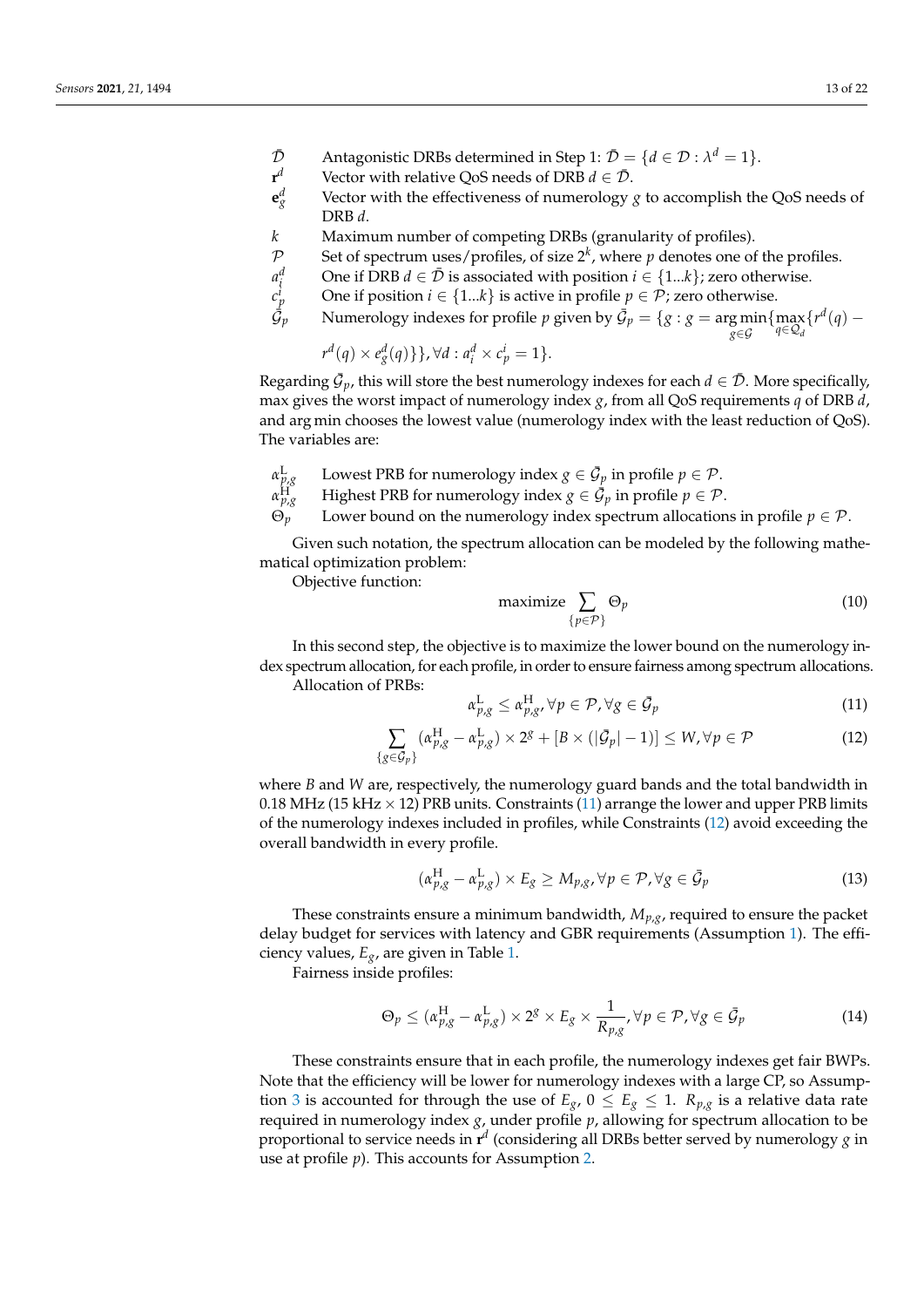- $\bar{\mathcal{D}}$ Antagonistic DRBs determined in Step 1: $\bar{\mathcal{D}} = \{d \in \mathcal{D} : \lambda^d = 1\}$.
- $\mathbf{r}^d$ Vector with relative QoS needs of DRB $d \in \bar{\mathcal{D}}$.
- $\mathbf{e}_g^d$ Vector with the effectiveness of numerology $g$ to accomplish the QoS needs of DRB $d$.
- $k$ Maximum number of competing DRBs (granularity of profiles).
- $\mathcal{P}$ Set of spectrum uses/profiles, of size $2^k$, where $p$ denotes one of the profiles.
- $a_i^d$ One if DRB $d \in \bar{\mathcal{D}}$ is associated with position $i \in \{1...k\}$; zero otherwise.
- $c_p^i$ One if position $i \in \{1...k\}$ is active in profile $p \in \mathcal{P}$; zero otherwise.
- $\bar{\mathcal{G}}_p$ Numerology indexes for profile $p$ given by $\bar{\mathcal{G}}_p = \{g : g = \underset{g \in \mathcal{G}}{\arg\min}\{\underset{q \in \mathcal{Q}_d}{\max}\{r^d(q) - r^d(q) \times e_g^d(q)\}\}, \forall d : a_i^d \times c_p^i = 1\}$.

Regarding $\bar{\mathcal{G}}_p$, this will store the best numerology indexes for each $d \in \bar{\mathcal{D}}$. More specifically, max gives the worst impact of numerology index $g$, from all QoS requirements $q$ of DRB $d$, and arg min chooses the lowest value (numerology index with the least reduction of QoS). The variables are:

- $\alpha_{p,g}^{\mathrm{L}}$ Lowest PRB for numerology index $g \in \bar{\mathcal{G}}_p$ in profile $p \in \mathcal{P}$.
- $\alpha_{p,g}^{\mathrm{H}}$ Highest PRB for numerology index $g \in \bar{\mathcal{G}}_p$ in profile $p \in \mathcal{P}$.
- $\Theta_p$ Lower bound on the numerology index spectrum allocations in profile $p \in \mathcal{P}$.

Given such notation, the spectrum allocation can be modeled by the following mathematical optimization problem:

Objective function:

$$\text{maximize} \sum_{\{p \in \mathcal{P}\}} \Theta_p \tag{10}$$

In this second step, the objective is to maximize the lower bound on the numerology index spectrum allocation, for each profile, in order to ensure fairness among spectrum allocations.

Allocation of PRBs:

$$\alpha_{p,g}^{\mathrm{L}} \leq \alpha_{p,g}^{\mathrm{H}}, \forall p \in \mathcal{P}, \forall g \in \bar{\mathcal{G}}_p \tag{11}$$

$$\sum_{\{g \in \bar{\mathcal{G}}_p\}} (\alpha_{p,g}^{\mathrm{H}} - \alpha_{p,g}^{\mathrm{L}}) \times 2^g + [B \times (|\bar{\mathcal{G}}_p| - 1)] \leq W, \forall p \in \mathcal{P} \tag{12}$$

where $B$ and $W$ are, respectively, the numerology guard bands and the total bandwidth in 0.18 MHz (15 kHz $\times$ 12) PRB units. Constraints (11) arrange the lower and upper PRB limits of the numerology indexes included in profiles, while Constraints (12) avoid exceeding the overall bandwidth in every profile.

$$(\alpha_{p,g}^{\mathrm{H}} - \alpha_{p,g}^{\mathrm{L}}) \times E_g \geq M_{p,g}, \forall p \in \mathcal{P}, \forall g \in \bar{\mathcal{G}}_p \tag{13}$$

These constraints ensure a minimum bandwidth, $M_{p,g}$, required to ensure the packet delay budget for services with latency and GBR requirements (Assumption 1). The efficiency values, $E_g$, are given in Table 1.

Fairness inside profiles:

$$\Theta_p \leq (\alpha_{p,g}^{\mathrm{H}} - \alpha_{p,g}^{\mathrm{L}}) \times 2^g \times E_g \times \frac{1}{R_{p,g}}, \forall p \in \mathcal{P}, \forall g \in \bar{\mathcal{G}}_p \tag{14}$$

These constraints ensure that in each profile, the numerology indexes get fair BWPs. Note that the efficiency will be lower for numerology indexes with a large CP, so Assumption 3 is accounted for through the use of $E_g$, $0 \leq E_g \leq 1$. $R_{p,g}$ is a relative data rate required in numerology index $g$, under profile $p$, allowing for spectrum allocation to be proportional to service needs in $\mathbf{r}^d$ (considering all DRBs better served by numerology $g$ in use at profile $p$). This accounts for Assumption 2.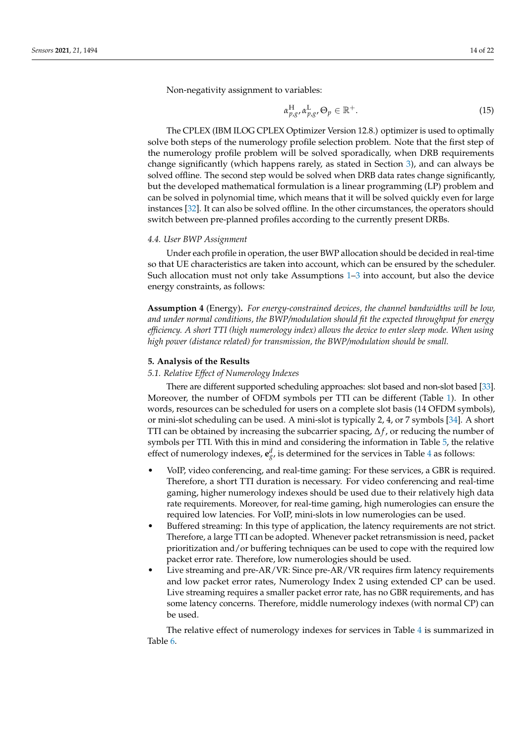Non-negativity assignment to variables:

$$\alpha^{\mathrm{H}}_{p,g}, \alpha^{\mathrm{L}}_{p,g}, \Theta_p \in \mathbb{R}^{+}. \tag{15}$$

The CPLEX (IBM ILOG CPLEX Optimizer Version 12.8.) optimizer is used to optimally solve both steps of the numerology profile selection problem. Note that the first step of the numerology profile problem will be solved sporadically, when DRB requirements change significantly (which happens rarely, as stated in Section 3), and can always be solved offline. The second step would be solved when DRB data rates change significantly, but the developed mathematical formulation is a linear programming (LP) problem and can be solved in polynomial time, which means that it will be solved quickly even for large instances [32]. It can also be solved offline. In the other circumstances, the operators should switch between pre-planned profiles according to the currently present DRBs.

### 4.4. User BWP Assignment

Under each profile in operation, the user BWP allocation should be decided in real-time so that UE characteristics are taken into account, which can be ensured by the scheduler. Such allocation must not only take Assumptions 1–3 into account, but also the device energy constraints, as follows:

**Assumption 4** (Energy)**.** *For energy-constrained devices, the channel bandwidths will be low, and under normal conditions, the BWP/modulation should fit the expected throughput for energy efficiency. A short TTI (high numerology index) allows the device to enter sleep mode. When using high power (distance related) for transmission, the BWP/modulation should be small.*

## 5. Analysis of the Results

### 5.1. Relative Effect of Numerology Indexes

There are different supported scheduling approaches: slot based and non-slot based [33]. Moreover, the number of OFDM symbols per TTI can be different (Table 1). In other words, resources can be scheduled for users on a complete slot basis (14 OFDM symbols), or mini-slot scheduling can be used. A mini-slot is typically 2, 4, or 7 symbols [34]. A short TTI can be obtained by increasing the subcarrier spacing, $\Delta f$, or reducing the number of symbols per TTI. With this in mind and considering the information in Table 5, the relative effect of numerology indexes, $\mathbf{e}^{d}_{g}$, is determined for the services in Table 4 as follows:

- VoIP, video conferencing, and real-time gaming: For these services, a GBR is required. Therefore, a short TTI duration is necessary. For video conferencing and real-time gaming, higher numerology indexes should be used due to their relatively high data rate requirements. Moreover, for real-time gaming, high numerologies can ensure the required low latencies. For VoIP, mini-slots in low numerologies can be used.
- Buffered streaming: In this type of application, the latency requirements are not strict. Therefore, a large TTI can be adopted. Whenever packet retransmission is need, packet prioritization and/or buffering techniques can be used to cope with the required low packet error rate. Therefore, low numerologies should be used.
- Live streaming and pre-AR/VR: Since pre-AR/VR requires firm latency requirements and low packet error rates, Numerology Index 2 using extended CP can be used. Live streaming requires a smaller packet error rate, has no GBR requirements, and has some latency concerns. Therefore, middle numerology indexes (with normal CP) can be used.

The relative effect of numerology indexes for services in Table 4 is summarized in Table 6.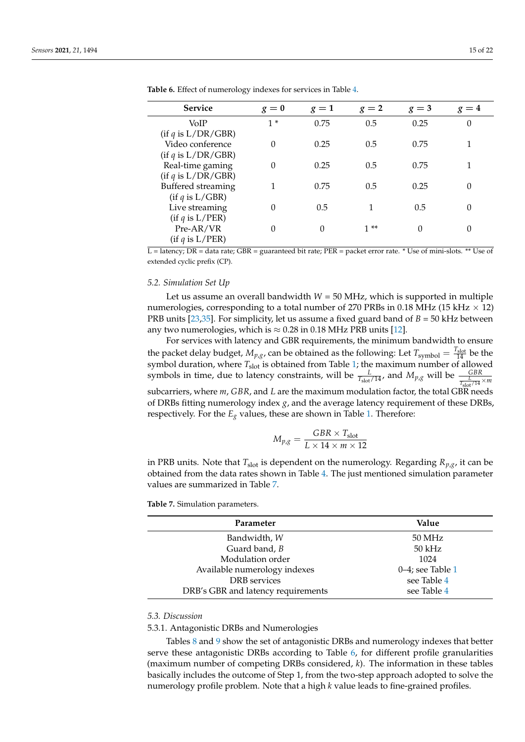**Table 6.** Effect of numerology indexes for services in Table 4.

| Service | $g = 0$ | $g = 1$ | $g = 2$ | $g = 3$ | $g = 4$ |
|---|---|---|---|---|---|
| VoIP (if $q$ is L/DR/GBR) | 1 * | 0.75 | 0.5 | 0.25 | 0 |
| Video conference (if $q$ is L/DR/GBR) | 0 | 0.25 | 0.5 | 0.75 | 1 |
| Real-time gaming (if $q$ is L/DR/GBR) | 0 | 0.25 | 0.5 | 0.75 | 1 |
| Buffered streaming (if $q$ is L/GBR) | 1 | 0.75 | 0.5 | 0.25 | 0 |
| Live streaming (if $q$ is L/PER) | 0 | 0.5 | 1 | 0.5 | 0 |
| Pre-AR/VR (if $q$ is L/PER) | 0 | 0 | 1 ** | 0 | 0 |

L = latency; DR = data rate; GBR = guaranteed bit rate; PER = packet error rate. * Use of mini-slots. ** Use of extended cyclic prefix (CP).

### 5.2. Simulation Set Up

Let us assume an overall bandwidth $W$ = 50 MHz, which is supported in multiple numerologies, corresponding to a total number of 270 PRBs in 0.18 MHz (15 kHz $\times$ 12) PRB units [23,35]. For simplicity, let us assume a fixed guard band of $B$ = 50 kHz between any two numerologies, which is $\approx$ 0.28 in 0.18 MHz PRB units [12].

For services with latency and GBR requirements, the minimum bandwidth to ensure the packet delay budget, $M_{p,g}$, can be obtained as the following: Let $T_{\text{symbol}} = \frac{T_{\text{slot}}}{14}$ be the symbol duration, where $T_{\text{slot}}$ is obtained from Table 1; the maximum number of allowed symbols in time, due to latency constraints, will be $\frac{L}{T_{\text{slot}}/14}$, and $M_{p,g}$ will be $\frac{GBR}{\frac{L}{T_{\text{slot}}/14} \times m}$ subcarriers, where $m$, $GBR$, and $L$ are the maximum modulation factor, the total GBR needs of DRBs fitting numerology index $g$, and the average latency requirement of these DRBs, respectively. For the $E_g$ values, these are shown in Table 1. Therefore:

$$M_{p,g} = \frac{GBR \times T_{\text{slot}}}{L \times 14 \times m \times 12}$$

in PRB units. Note that $T_{\text{slot}}$ is dependent on the numerology. Regarding $R_{p,g}$, it can be obtained from the data rates shown in Table 4. The just mentioned simulation parameter values are summarized in Table 7.

**Table 7.** Simulation parameters.

| Parameter | Value |
|---|---|
| Bandwidth, $W$ | 50 MHz |
| Guard band, $B$ | 50 kHz |
| Modulation order | 1024 |
| Available numerology indexes | 0–4; see Table 1 |
| DRB services | see Table 4 |
| DRB's GBR and latency requirements | see Table 4 |

### 5.3. Discussion

#### 5.3.1. Antagonistic DRBs and Numerologies

Tables 8 and 9 show the set of antagonistic DRBs and numerology indexes that better serve these antagonistic DRBs according to Table 6, for different profile granularities (maximum number of competing DRBs considered, $k$). The information in these tables basically includes the outcome of Step 1, from the two-step approach adopted to solve the numerology profile problem. Note that a high $k$ value leads to fine-grained profiles.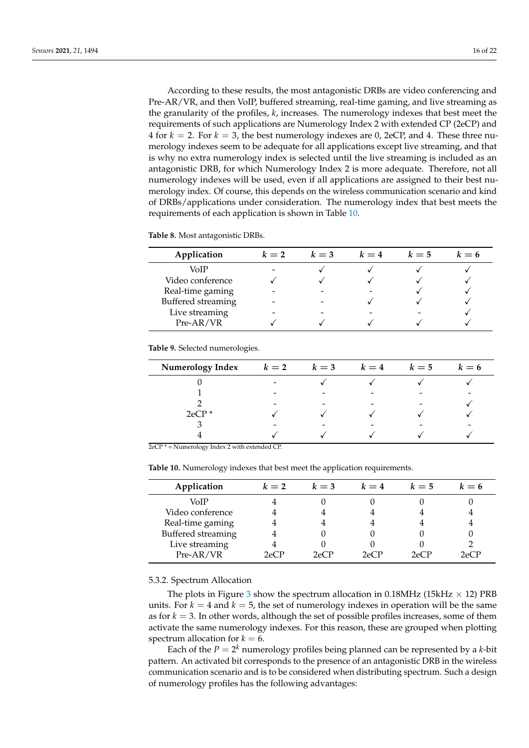According to these results, the most antagonistic DRBs are video conferencing and Pre-AR/VR, and then VoIP, buffered streaming, real-time gaming, and live streaming as the granularity of the profiles, $k$, increases. The numerology indexes that best meet the requirements of such applications are Numerology Index 2 with extended CP (2eCP) and 4 for $k = 2$. For $k = 3$, the best numerology indexes are 0, 2eCP, and 4. These three numerology indexes seem to be adequate for all applications except live streaming, and that is why no extra numerology index is selected until the live streaming is included as an antagonistic DRB, for which Numerology Index 2 is more adequate. Therefore, not all numerology indexes will be used, even if all applications are assigned to their best numerology index. Of course, this depends on the wireless communication scenario and kind of DRBs/applications under consideration. The numerology index that best meets the requirements of each application is shown in Table 10.

**Table 8.** Most antagonistic DRBs.

| Application | $k = 2$ | $k = 3$ | $k = 4$ | $k = 5$ | $k = 6$ |
|---|---|---|---|---|---|
| VoIP | - | ✓ | ✓ | ✓ | ✓ |
| Video conference | ✓ | ✓ | ✓ | ✓ | ✓ |
| Real-time gaming | - | - | - | ✓ | ✓ |
| Buffered streaming | - | - | ✓ | ✓ | ✓ |
| Live streaming | - | - | - | - | ✓ |
| Pre-AR/VR | ✓ | ✓ | ✓ | ✓ | ✓ |

**Table 9.** Selected numerologies.

| Numerology Index | $k = 2$ | $k = 3$ | $k = 4$ | $k = 5$ | $k = 6$ |
|---|---|---|---|---|---|
| 0 | - | ✓ | ✓ | ✓ | ✓ |
| 1 | - | - | - | - | - |
| 2 | - | - | - | - | ✓ |
| 2eCP * | ✓ | ✓ | ✓ | ✓ | ✓ |
| 3 | - | - | - | - | - |
| 4 | ✓ | ✓ | ✓ | ✓ | ✓ |

2eCP * = Numerology Index 2 with extended CP.

**Table 10.** Numerology indexes that best meet the application requirements.

| Application | $k = 2$ | $k = 3$ | $k = 4$ | $k = 5$ | $k = 6$ |
|---|---|---|---|---|---|
| VoIP | 4 | 0 | 0 | 0 | 0 |
| Video conference | 4 | 4 | 4 | 4 | 4 |
| Real-time gaming | 4 | 4 | 4 | 4 | 4 |
| Buffered streaming | 4 | 0 | 0 | 0 | 0 |
| Live streaming | 4 | 0 | 0 | 0 | 2 |
| Pre-AR/VR | 2eCP | 2eCP | 2eCP | 2eCP | 2eCP |

#### 5.3.2. Spectrum Allocation

The plots in Figure 3 show the spectrum allocation in 0.18MHz (15kHz × 12) PRB units. For $k = 4$ and $k = 5$, the set of numerology indexes in operation will be the same as for $k = 3$. In other words, although the set of possible profiles increases, some of them activate the same numerology indexes. For this reason, these are grouped when plotting spectrum allocation for $k = 6$.

Each of the $P = 2^k$ numerology profiles being planned can be represented by a $k$-bit pattern. An activated bit corresponds to the presence of an antagonistic DRB in the wireless communication scenario and is to be considered when distributing spectrum. Such a design of numerology profiles has the following advantages: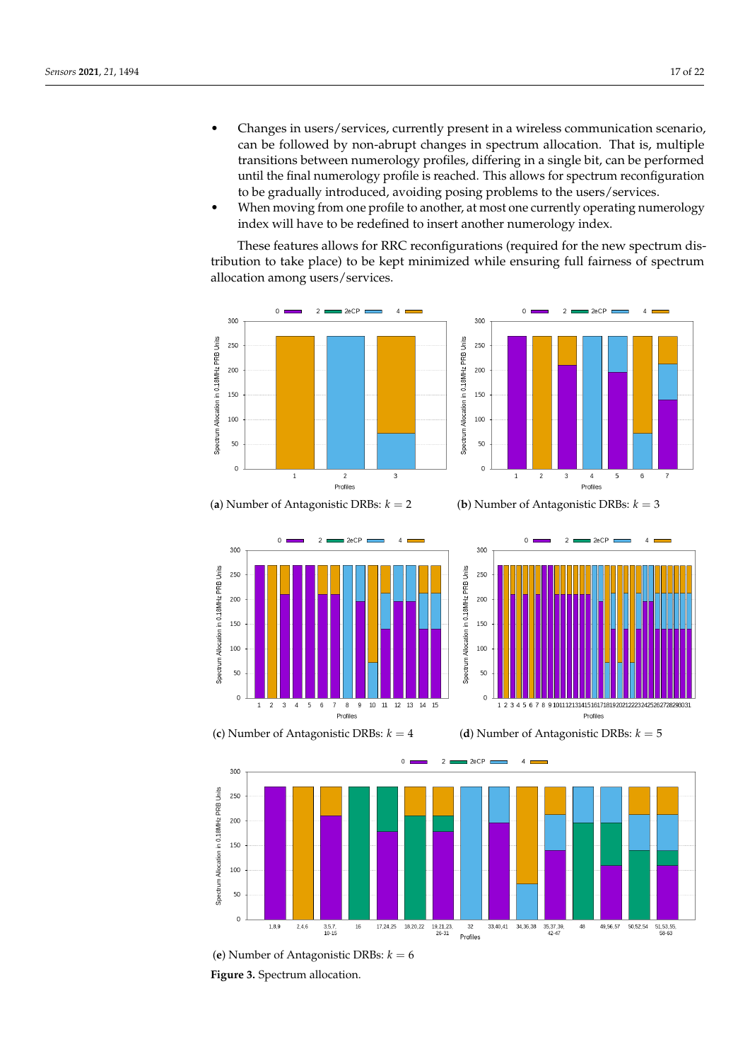- Changes in users/services, currently present in a wireless communication scenario, can be followed by non-abrupt changes in spectrum allocation. That is, multiple transitions between numerology profiles, differing in a single bit, can be performed until the final numerology profile is reached. This allows for spectrum reconfiguration to be gradually introduced, avoiding posing problems to the users/services.
- When moving from one profile to another, at most one currently operating numerology index will have to be redefined to insert another numerology index.

These features allows for RRC reconfigurations (required for the new spectrum distribution to take place) to be kept minimized while ensuring full fairness of spectrum allocation among users/services.

(**a**) Number of Antagonistic DRBs: $k = 2$

(**b**) Number of Antagonistic DRBs: $k = 3$

(**c**) Number of Antagonistic DRBs: $k = 4$

(**d**) Number of Antagonistic DRBs: $k = 5$

(**e**) Number of Antagonistic DRBs: $k = 6$

**Figure 3.** Spectrum allocation.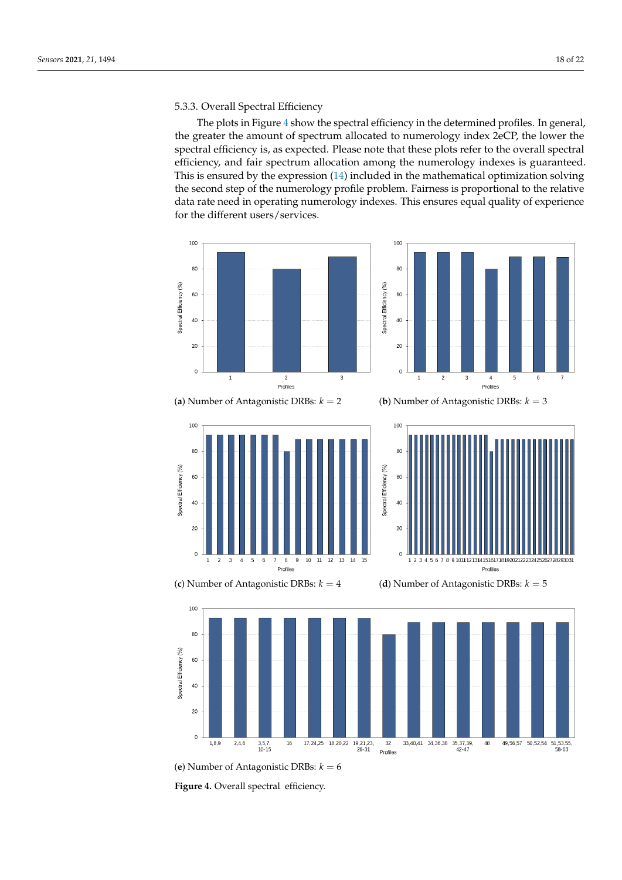### 5.3.3. Overall Spectral Efficiency

The plots in Figure 4 show the spectral efficiency in the determined profiles. In general, the greater the amount of spectrum allocated to numerology index 2eCP, the lower the spectral efficiency is, as expected. Please note that these plots refer to the overall spectral efficiency, and fair spectrum allocation among the numerology indexes is guaranteed. This is ensured by the expression (14) included in the mathematical optimization solving the second step of the numerology profile problem. Fairness is proportional to the relative data rate need in operating numerology indexes. This ensures equal quality of experience for the different users/services.

(**a**) Number of Antagonistic DRBs: $k = 2$

(**b**) Number of Antagonistic DRBs: $k = 3$

(**c**) Number of Antagonistic DRBs: $k = 4$

(**d**) Number of Antagonistic DRBs: $k = 5$

(**e**) Number of Antagonistic DRBs: $k = 6$

**Figure 4.** Overall spectral efficiency.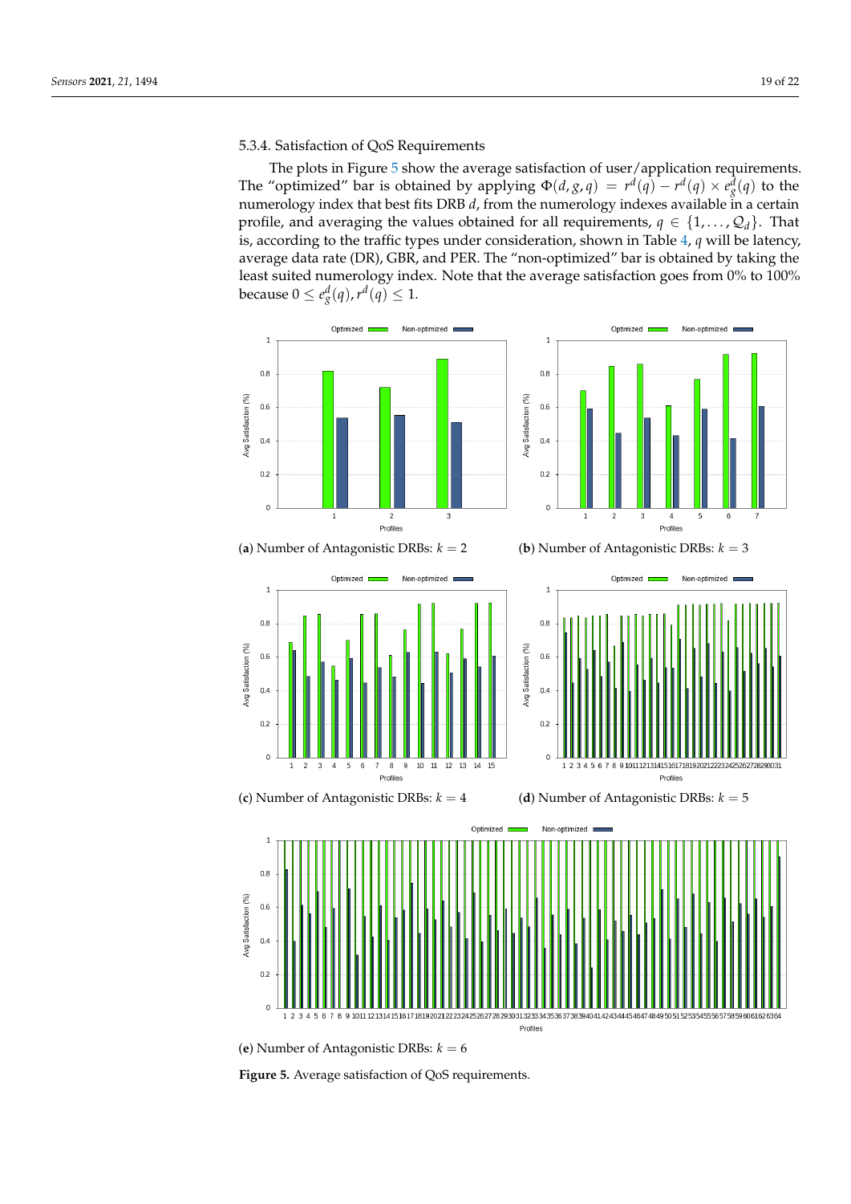#### 5.3.4. Satisfaction of QoS Requirements

The plots in Figure 5 show the average satisfaction of user/application requirements. The "optimized" bar is obtained by applying $\Phi(d, g, q) = r^d(q) - r^d(q) \times e^d_g(q)$ to the numerology index that best fits DRB $d$, from the numerology indexes available in a certain profile, and averaging the values obtained for all requirements, $q \in \{1, \ldots, \mathcal{Q}_d\}$. That is, according to the traffic types under consideration, shown in Table 4, $q$ will be latency, average data rate (DR), GBR, and PER. The "non-optimized" bar is obtained by taking the least suited numerology index. Note that the average satisfaction goes from 0% to 100% because $0 \leq e^d_g(q), r^d(q) \leq 1$.

(**a**) Number of Antagonistic DRBs: $k = 2$

(**b**) Number of Antagonistic DRBs: $k = 3$

(**c**) Number of Antagonistic DRBs: $k = 4$

(**d**) Number of Antagonistic DRBs: $k = 5$

(**e**) Number of Antagonistic DRBs: $k = 6$

**Figure 5.** Average satisfaction of QoS requirements.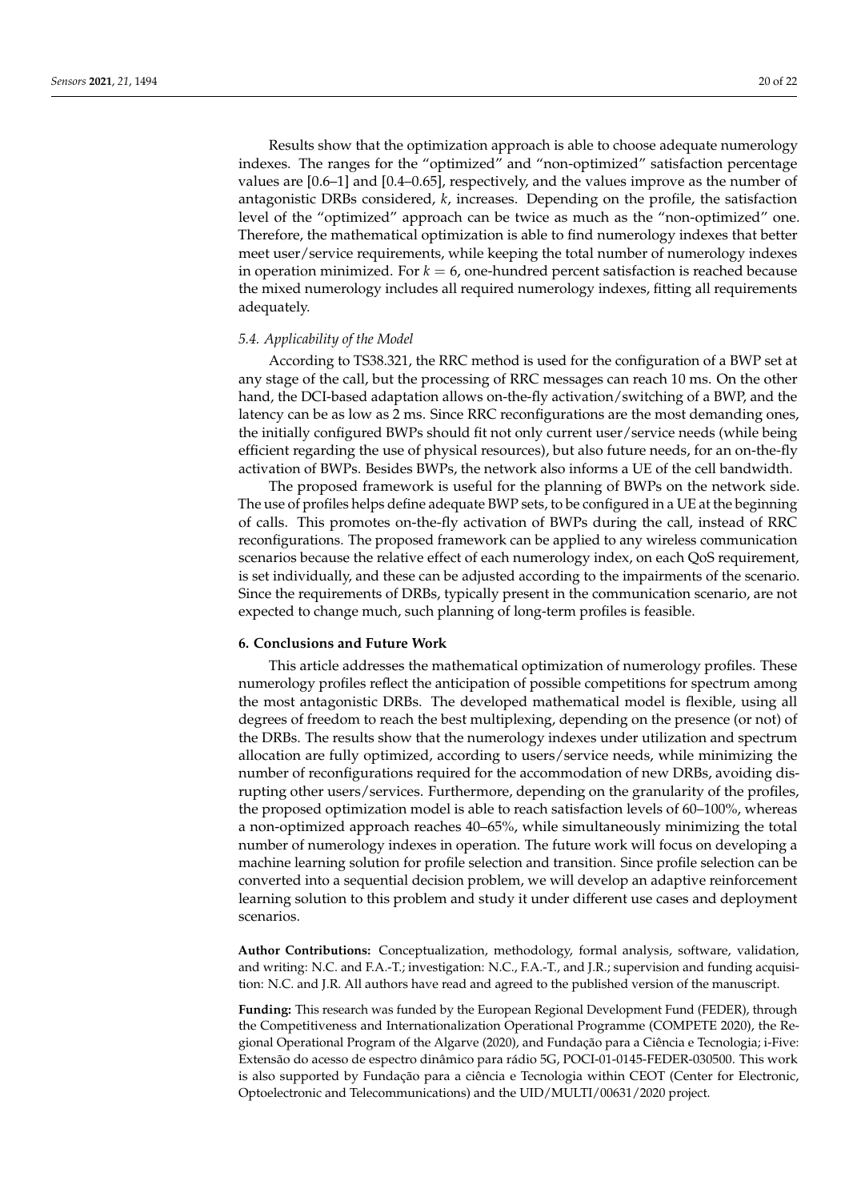Results show that the optimization approach is able to choose adequate numerology indexes. The ranges for the "optimized" and "non-optimized" satisfaction percentage values are [0.6–1] and [0.4–0.65], respectively, and the values improve as the number of antagonistic DRBs considered, $k$, increases. Depending on the profile, the satisfaction level of the "optimized" approach can be twice as much as the "non-optimized" one. Therefore, the mathematical optimization is able to find numerology indexes that better meet user/service requirements, while keeping the total number of numerology indexes in operation minimized. For $k = 6$, one-hundred percent satisfaction is reached because the mixed numerology includes all required numerology indexes, fitting all requirements adequately.

### *5.4. Applicability of the Model*

According to TS38.321, the RRC method is used for the configuration of a BWP set at any stage of the call, but the processing of RRC messages can reach 10 ms. On the other hand, the DCI-based adaptation allows on-the-fly activation/switching of a BWP, and the latency can be as low as 2 ms. Since RRC reconfigurations are the most demanding ones, the initially configured BWPs should fit not only current user/service needs (while being efficient regarding the use of physical resources), but also future needs, for an on-the-fly activation of BWPs. Besides BWPs, the network also informs a UE of the cell bandwidth.

The proposed framework is useful for the planning of BWPs on the network side. The use of profiles helps define adequate BWP sets, to be configured in a UE at the beginning of calls. This promotes on-the-fly activation of BWPs during the call, instead of RRC reconfigurations. The proposed framework can be applied to any wireless communication scenarios because the relative effect of each numerology index, on each QoS requirement, is set individually, and these can be adjusted according to the impairments of the scenario. Since the requirements of DRBs, typically present in the communication scenario, are not expected to change much, such planning of long-term profiles is feasible.

## 6. Conclusions and Future Work

This article addresses the mathematical optimization of numerology profiles. These numerology profiles reflect the anticipation of possible competitions for spectrum among the most antagonistic DRBs. The developed mathematical model is flexible, using all degrees of freedom to reach the best multiplexing, depending on the presence (or not) of the DRBs. The results show that the numerology indexes under utilization and spectrum allocation are fully optimized, according to users/service needs, while minimizing the number of reconfigurations required for the accommodation of new DRBs, avoiding disrupting other users/services. Furthermore, depending on the granularity of the profiles, the proposed optimization model is able to reach satisfaction levels of 60–100%, whereas a non-optimized approach reaches 40–65%, while simultaneously minimizing the total number of numerology indexes in operation. The future work will focus on developing a machine learning solution for profile selection and transition. Since profile selection can be converted into a sequential decision problem, we will develop an adaptive reinforcement learning solution to this problem and study it under different use cases and deployment scenarios.

**Author Contributions:** Conceptualization, methodology, formal analysis, software, validation, and writing: N.C. and F.A.-T.; investigation: N.C., F.A.-T., and J.R.; supervision and funding acquisition: N.C. and J.R. All authors have read and agreed to the published version of the manuscript.

**Funding:** This research was funded by the European Regional Development Fund (FEDER), through the Competitiveness and Internationalization Operational Programme (COMPETE 2020), the Regional Operational Program of the Algarve (2020), and Fundação para a Ciência e Tecnologia; i-Five: Extensão do acesso de espectro dinâmico para rádio 5G, POCI-01-0145-FEDER-030500. This work is also supported by Fundação para a ciência e Tecnologia within CEOT (Center for Electronic, Optoelectronic and Telecommunications) and the UID/MULTI/00631/2020 project.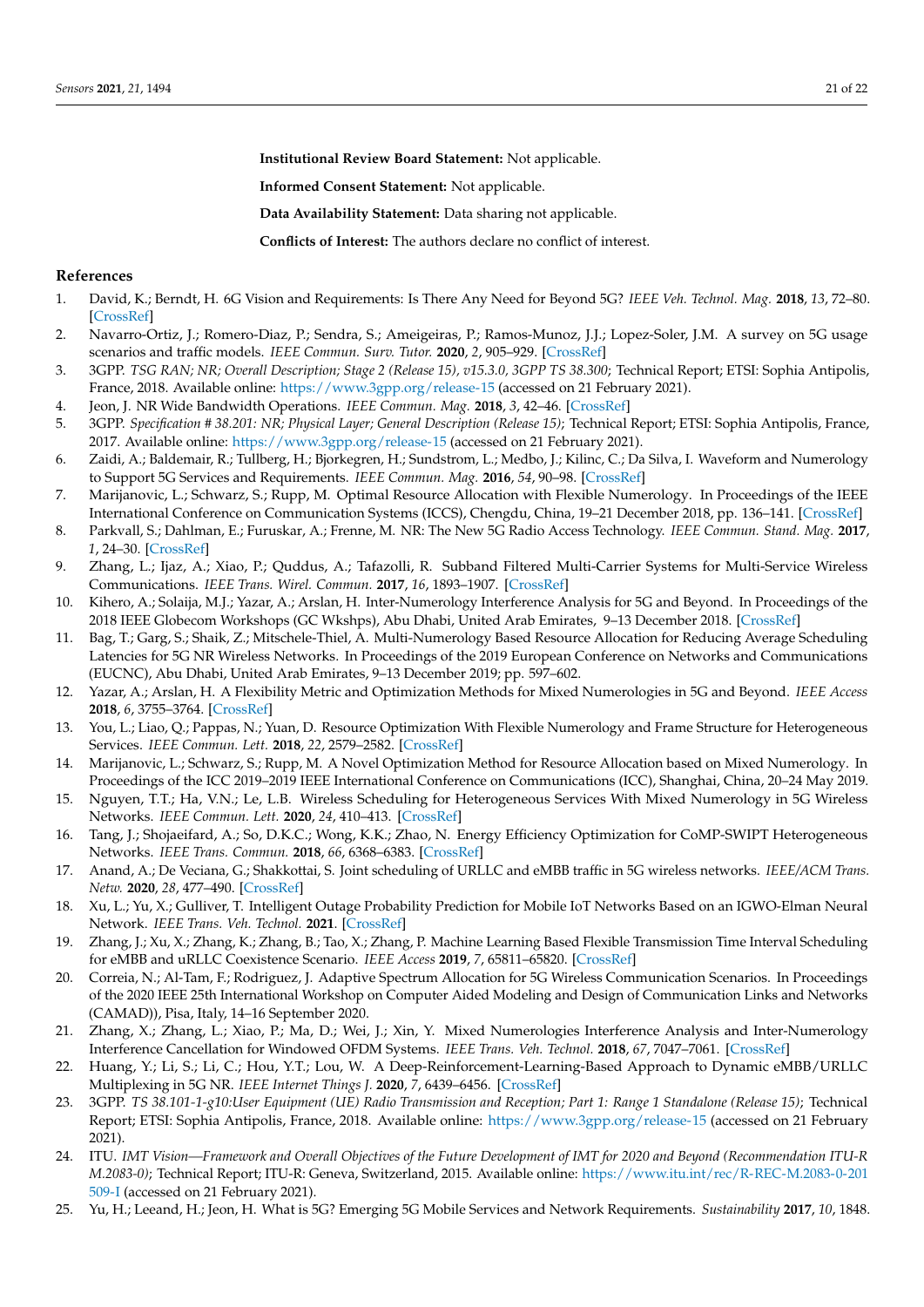**Institutional Review Board Statement:** Not applicable.

**Informed Consent Statement:** Not applicable.

**Data Availability Statement:** Data sharing not applicable.

**Conflicts of Interest:** The authors declare no conflict of interest.

## References

1. David, K.; Berndt, H. 6G Vision and Requirements: Is There Any Need for Beyond 5G? *IEEE Veh. Technol. Mag.* **2018**, *13*, 72–80. [CrossRef]
2. Navarro-Ortiz, J.; Romero-Diaz, P.; Sendra, S.; Ameigeiras, P.; Ramos-Munoz, J.J.; Lopez-Soler, J.M. A survey on 5G usage scenarios and traffic models. *IEEE Commun. Surv. Tutor.* **2020**, *2*, 905–929. [CrossRef]
3. 3GPP. *TSG RAN; NR; Overall Description; Stage 2 (Release 15), v15.3.0, 3GPP TS 38.300*; Technical Report; ETSI: Sophia Antipolis, France, 2018. Available online: https://www.3gpp.org/release-15 (accessed on 21 February 2021).
4. Jeon, J. NR Wide Bandwidth Operations. *IEEE Commun. Mag.* **2018**, *3*, 42–46. [CrossRef]
5. 3GPP. *Specification # 38.201: NR; Physical Layer; General Description (Release 15)*; Technical Report; ETSI: Sophia Antipolis, France, 2017. Available online: https://www.3gpp.org/release-15 (accessed on 21 February 2021).
6. Zaidi, A.; Baldemair, R.; Tullberg, H.; Bjorkegren, H.; Sundstrom, L.; Medbo, J.; Kilinc, C.; Da Silva, I. Waveform and Numerology to Support 5G Services and Requirements. *IEEE Commun. Mag.* **2016**, *54*, 90–98. [CrossRef]
7. Marijanovic, L.; Schwarz, S.; Rupp, M. Optimal Resource Allocation with Flexible Numerology. In Proceedings of the IEEE International Conference on Communication Systems (ICCS), Chengdu, China, 19–21 December 2018, pp. 136–141. [CrossRef]
8. Parkvall, S.; Dahlman, E.; Furuskar, A.; Frenne, M. NR: The New 5G Radio Access Technology. *IEEE Commun. Stand. Mag.* **2017**, *1*, 24–30. [CrossRef]
9. Zhang, L.; Ijaz, A.; Xiao, P.; Quddus, A.; Tafazolli, R. Subband Filtered Multi-Carrier Systems for Multi-Service Wireless Communications. *IEEE Trans. Wirel. Commun.* **2017**, *16*, 1893–1907. [CrossRef]
10. Kihero, A.; Solaija, M.J.; Yazar, A.; Arslan, H. Inter-Numerology Interference Analysis for 5G and Beyond. In Proceedings of the 2018 IEEE Globecom Workshops (GC Wkshps), Abu Dhabi, United Arab Emirates, 9–13 December 2018. [CrossRef]
11. Bag, T.; Garg, S.; Shaik, Z.; Mitschele-Thiel, A. Multi-Numerology Based Resource Allocation for Reducing Average Scheduling Latencies for 5G NR Wireless Networks. In Proceedings of the 2019 European Conference on Networks and Communications (EUCNC), Abu Dhabi, United Arab Emirates, 9–13 December 2019; pp. 597–602.
12. Yazar, A.; Arslan, H. A Flexibility Metric and Optimization Methods for Mixed Numerologies in 5G and Beyond. *IEEE Access* **2018**, *6*, 3755–3764. [CrossRef]
13. You, L.; Liao, Q.; Pappas, N.; Yuan, D. Resource Optimization With Flexible Numerology and Frame Structure for Heterogeneous Services. *IEEE Commun. Lett.* **2018**, *22*, 2579–2582. [CrossRef]
14. Marijanovic, L.; Schwarz, S.; Rupp, M. A Novel Optimization Method for Resource Allocation based on Mixed Numerology. In Proceedings of the ICC 2019–2019 IEEE International Conference on Communications (ICC), Shanghai, China, 20–24 May 2019.
15. Nguyen, T.T.; Ha, V.N.; Le, L.B. Wireless Scheduling for Heterogeneous Services With Mixed Numerology in 5G Wireless Networks. *IEEE Commun. Lett.* **2020**, *24*, 410–413. [CrossRef]
16. Tang, J.; Shojaeifard, A.; So, D.K.C.; Wong, K.K.; Zhao, N. Energy Efficiency Optimization for CoMP-SWIPT Heterogeneous Networks. *IEEE Trans. Commun.* **2018**, *66*, 6368–6383. [CrossRef]
17. Anand, A.; De Veciana, G.; Shakkottai, S. Joint scheduling of URLLC and eMBB traffic in 5G wireless networks. *IEEE/ACM Trans. Netw.* **2020**, *28*, 477–490. [CrossRef]
18. Xu, L.; Yu, X.; Gulliver, T. Intelligent Outage Probability Prediction for Mobile IoT Networks Based on an IGWO-Elman Neural Network. *IEEE Trans. Veh. Technol.* **2021**. [CrossRef]
19. Zhang, J.; Xu, X.; Zhang, K.; Zhang, B.; Tao, X.; Zhang, P. Machine Learning Based Flexible Transmission Time Interval Scheduling for eMBB and uRLLC Coexistence Scenario. *IEEE Access* **2019**, *7*, 65811–65820. [CrossRef]
20. Correia, N.; Al-Tam, F.; Rodriguez, J. Adaptive Spectrum Allocation for 5G Wireless Communication Scenarios. In Proceedings of the 2020 IEEE 25th International Workshop on Computer Aided Modeling and Design of Communication Links and Networks (CAMAD)), Pisa, Italy, 14–16 September 2020.
21. Zhang, X.; Zhang, L.; Xiao, P.; Ma, D.; Wei, J.; Xin, Y. Mixed Numerologies Interference Analysis and Inter-Numerology Interference Cancellation for Windowed OFDM Systems. *IEEE Trans. Veh. Technol.* **2018**, *67*, 7047–7061. [CrossRef]
22. Huang, Y.; Li, S.; Li, C.; Hou, Y.T.; Lou, W. A Deep-Reinforcement-Learning-Based Approach to Dynamic eMBB/URLLC Multiplexing in 5G NR. *IEEE Internet Things J.* **2020**, *7*, 6439–6456. [CrossRef]
23. 3GPP. *TS 38.101-1-g10:User Equipment (UE) Radio Transmission and Reception; Part 1: Range 1 Standalone (Release 15)*; Technical Report; ETSI: Sophia Antipolis, France, 2018. Available online: https://www.3gpp.org/release-15 (accessed on 21 February 2021).
24. ITU. *IMT Vision—Framework and Overall Objectives of the Future Development of IMT for 2020 and Beyond (Recommendation ITU-R M.2083-0)*; Technical Report; ITU-R: Geneva, Switzerland, 2015. Available online: https://www.itu.int/rec/R-REC-M.2083-0-201509-I (accessed on 21 February 2021).
25. Yu, H.; Leeand, H.; Jeon, H. What is 5G? Emerging 5G Mobile Services and Network Requirements. *Sustainability* **2017**, *10*, 1848.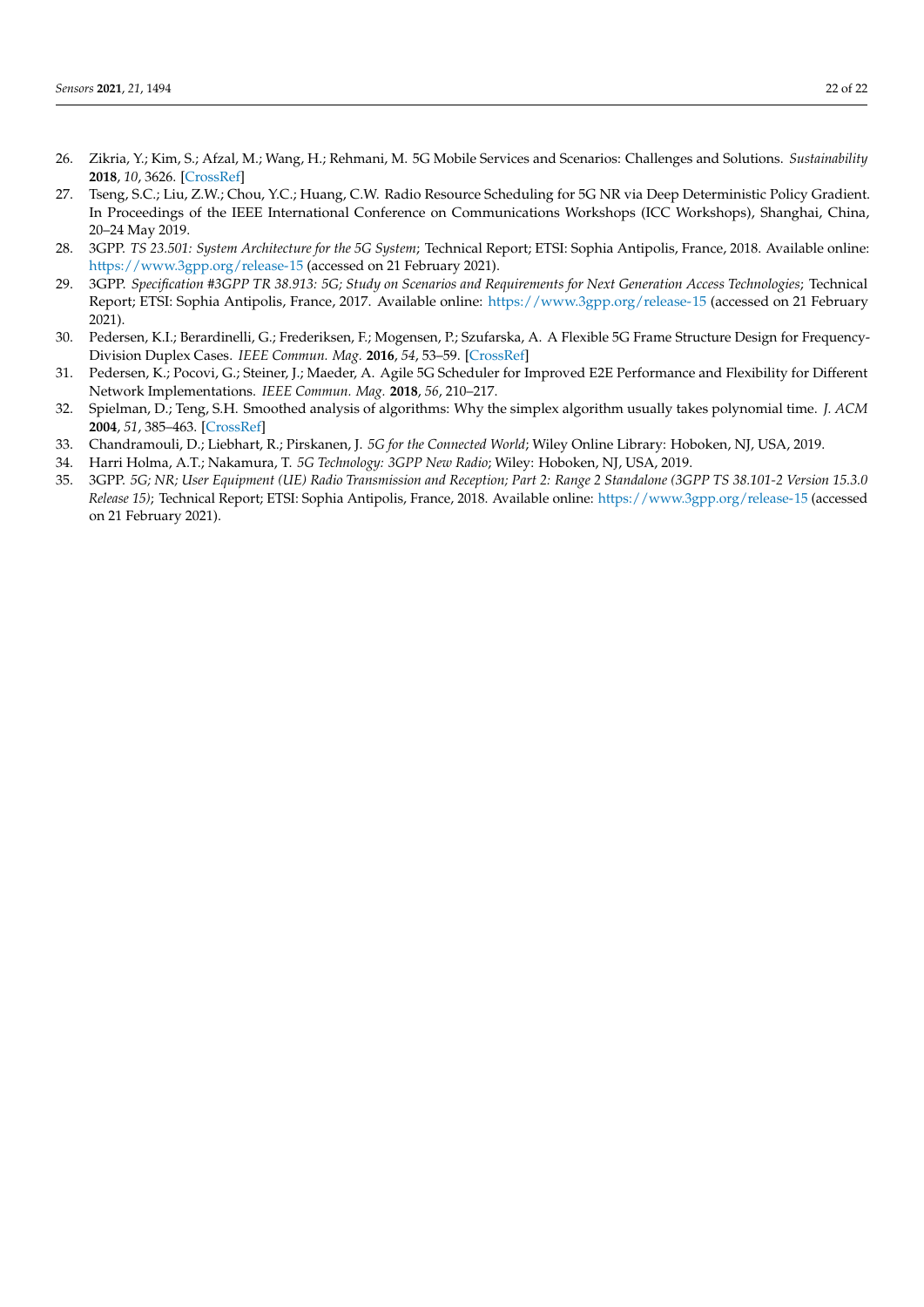26. Zikria, Y.; Kim, S.; Afzal, M.; Wang, H.; Rehmani, M. 5G Mobile Services and Scenarios: Challenges and Solutions. *Sustainability* **2018**, *10*, 3626. [CrossRef]
27. Tseng, S.C.; Liu, Z.W.; Chou, Y.C.; Huang, C.W. Radio Resource Scheduling for 5G NR via Deep Deterministic Policy Gradient. In Proceedings of the IEEE International Conference on Communications Workshops (ICC Workshops), Shanghai, China, 20–24 May 2019.
28. 3GPP. *TS 23.501: System Architecture for the 5G System*; Technical Report; ETSI: Sophia Antipolis, France, 2018. Available online: https://www.3gpp.org/release-15 (accessed on 21 February 2021).
29. 3GPP. *Specification #3GPP TR 38.913: 5G; Study on Scenarios and Requirements for Next Generation Access Technologies*; Technical Report; ETSI: Sophia Antipolis, France, 2017. Available online: https://www.3gpp.org/release-15 (accessed on 21 February 2021).
30. Pedersen, K.I.; Berardinelli, G.; Frederiksen, F.; Mogensen, P.; Szufarska, A. A Flexible 5G Frame Structure Design for Frequency-Division Duplex Cases. *IEEE Commun. Mag.* **2016**, *54*, 53–59. [CrossRef]
31. Pedersen, K.; Pocovi, G.; Steiner, J.; Maeder, A. Agile 5G Scheduler for Improved E2E Performance and Flexibility for Different Network Implementations. *IEEE Commun. Mag.* **2018**, *56*, 210–217.
32. Spielman, D.; Teng, S.H. Smoothed analysis of algorithms: Why the simplex algorithm usually takes polynomial time. *J. ACM* **2004**, *51*, 385–463. [CrossRef]
33. Chandramouli, D.; Liebhart, R.; Pirskanen, J. *5G for the Connected World*; Wiley Online Library: Hoboken, NJ, USA, 2019.
34. Harri Holma, A.T.; Nakamura, T. *5G Technology: 3GPP New Radio*; Wiley: Hoboken, NJ, USA, 2019.
35. 3GPP. *5G; NR; User Equipment (UE) Radio Transmission and Reception; Part 2: Range 2 Standalone (3GPP TS 38.101-2 Version 15.3.0 Release 15)*; Technical Report; ETSI: Sophia Antipolis, France, 2018. Available online: https://www.3gpp.org/release-15 (accessed on 21 February 2021).